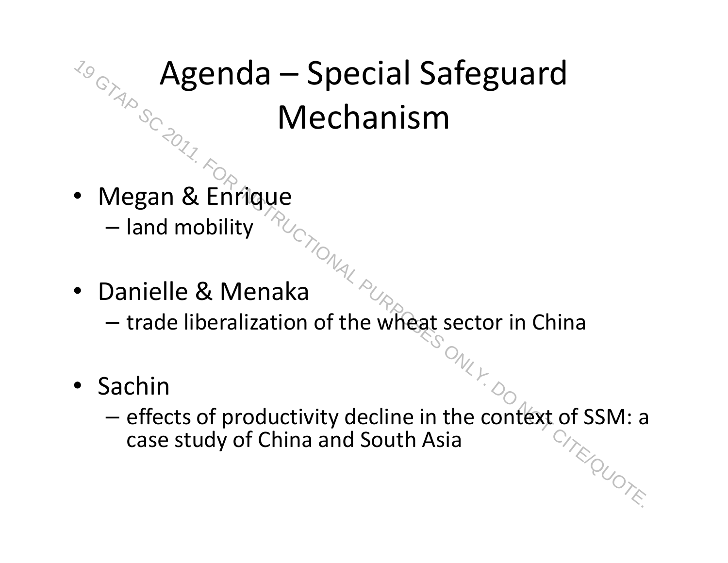# Agenda – Special Safeguard Mechanism

- Megan & Enrique
  - land mobility
- Danielle & Menaka
  - trade liberalization of the wheat sector in China
- Sachin
  - effects of productivity decline in the context of SSM: a case study of China and South Asia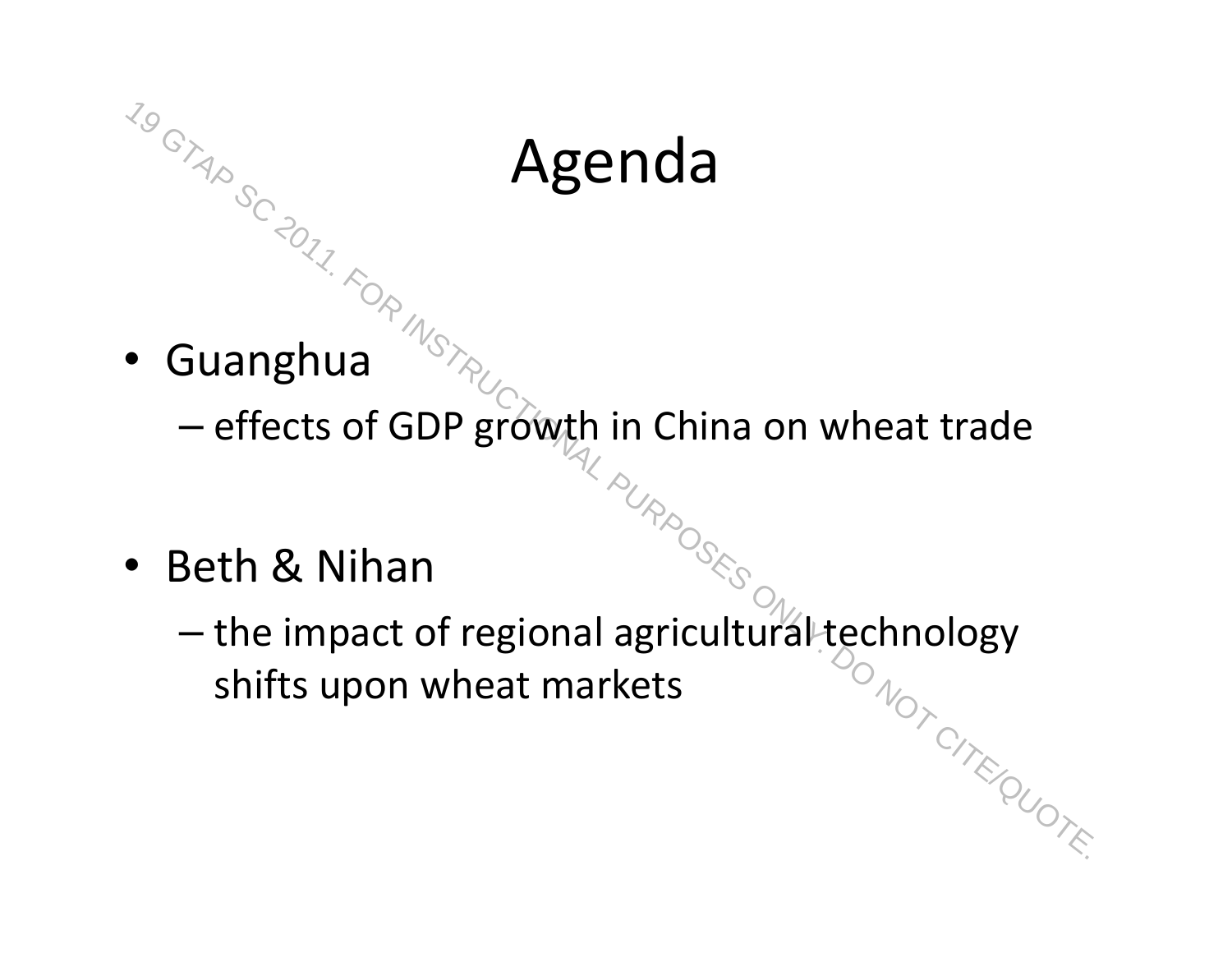# Agenda

- Guanghua
  - effects of GDP growth in China on wheat trade
- Beth & Nihan
  - the impact of regional agricultural technology shifts upon wheat markets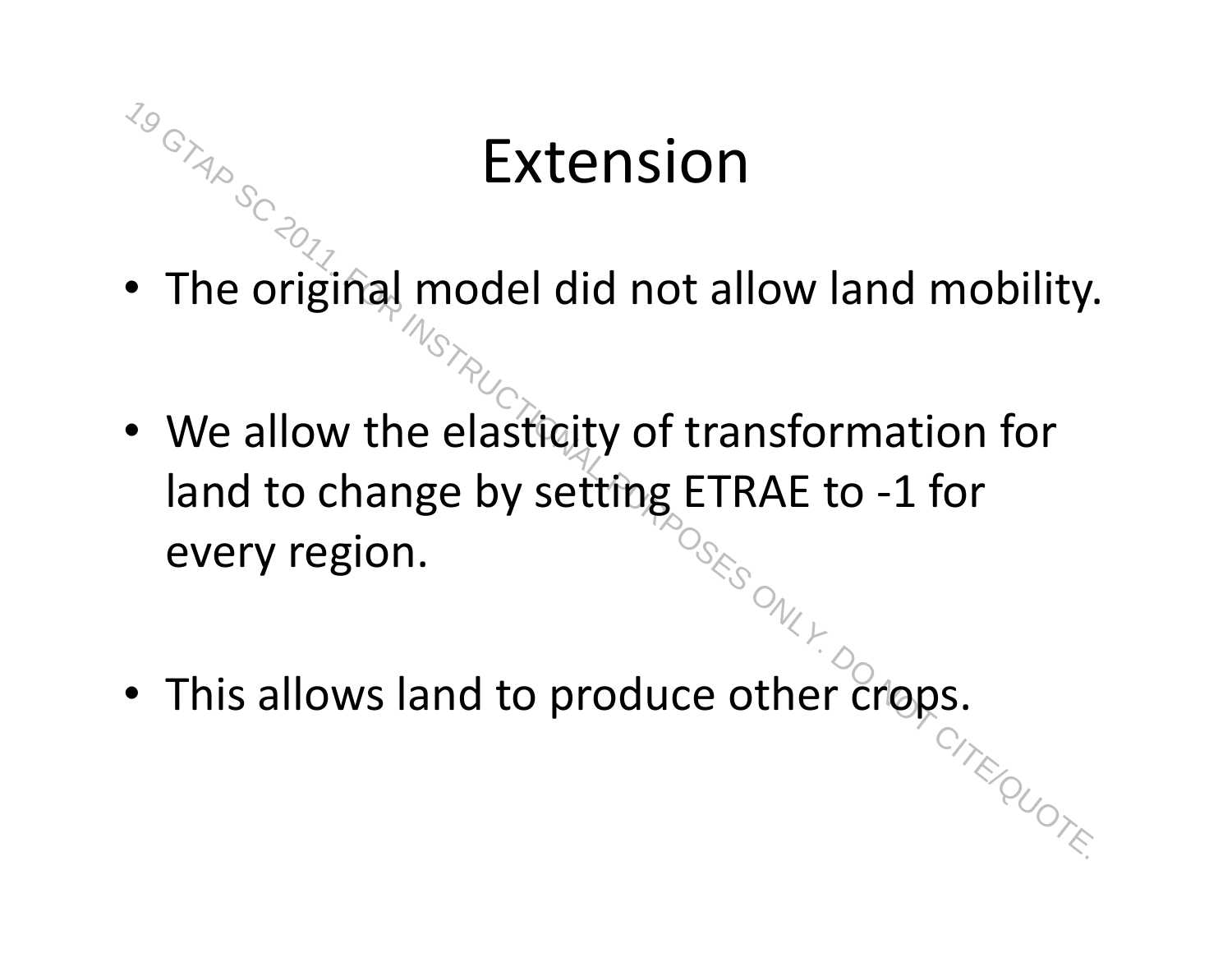# Extension

- The original model did not allow land mobility.
- We allow the elasticity of transformation for land to change by setting ETRAE to -1 for every region.
- This allows land to produce other crops.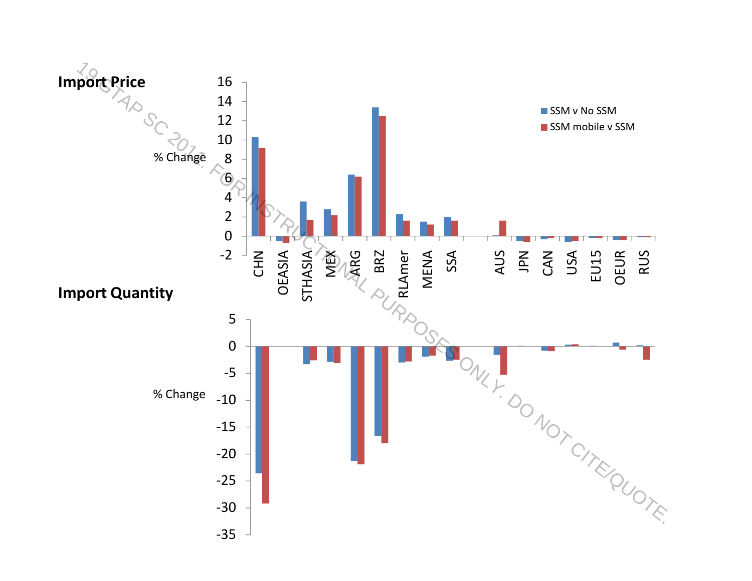**Import Price**

**Import Quantity**

19 GTAP SC 2011. FOR INSTRUCTIONAL PURPOSES ONLY. DO NOT CITE/QUOTE.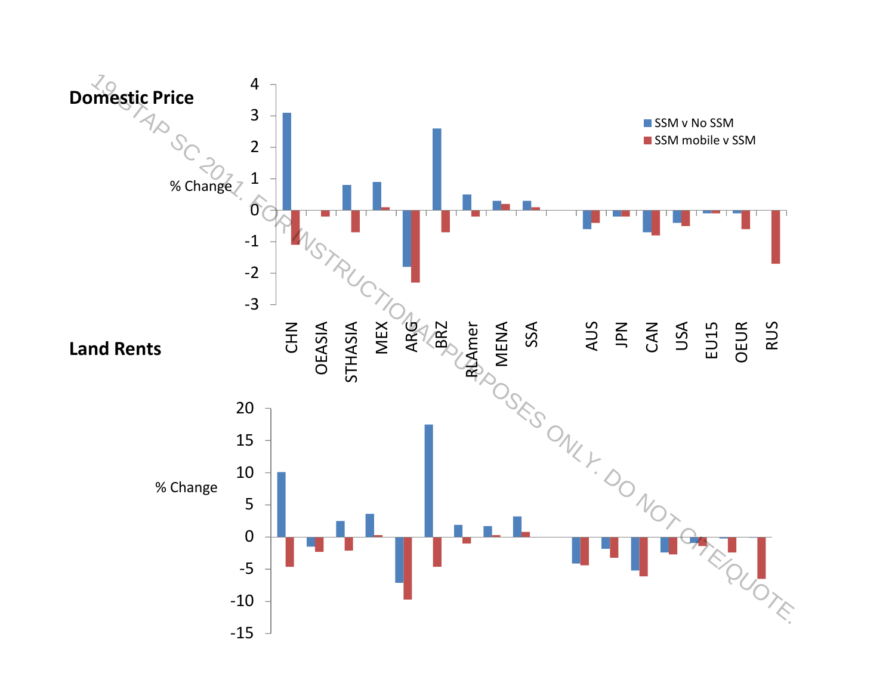**Domestic Price**

**Land Rents**

19 GTAP SC 2011. FOR INSTRUCTIONAL PURPOSES ONLY. DO NOT CITE/QUOTE.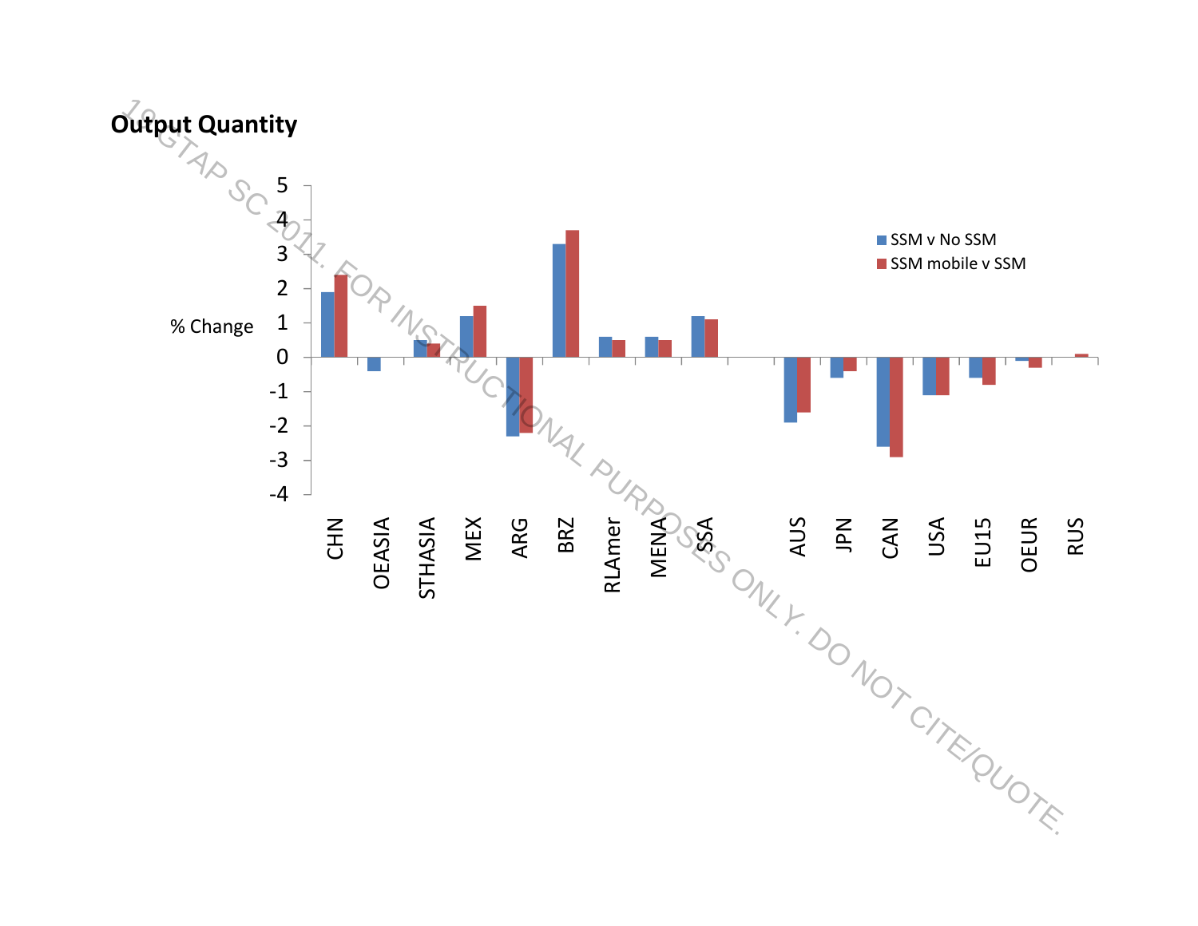## Output Quantity

| Region | SSM v No SSM | SSM mobile v SSM |
|---|---|---|
| CHN | 1.9 | 2.4 |
| OEASIA | -0.4 | 0 |
| STHASIA | 0.5 | 0.4 |
| MEX | 1.2 | 1.5 |
| ARG | -2.3 | -2.2 |
| BRZ | 3.3 | 3.7 |
| RLAmer | 0.6 | 0.5 |
| MENA | 0.6 | 0.5 |
| SSA | 1.2 | 1.1 |
| AUS | -1.9 | -1.6 |
| JPN | -0.6 | -0.4 |
| CAN | -2.6 | -2.9 |
| USA | -1.1 | -1.1 |
| EU15 | -0.6 | -0.8 |
| OEUR | -0.1 | -0.3 |
| RUS | 0 | 0.1 |

% Change

14 GTAP SC 2011. FOR INSTRUCTIONAL PURPOSES ONLY. DO NOT CITE/QUOTE.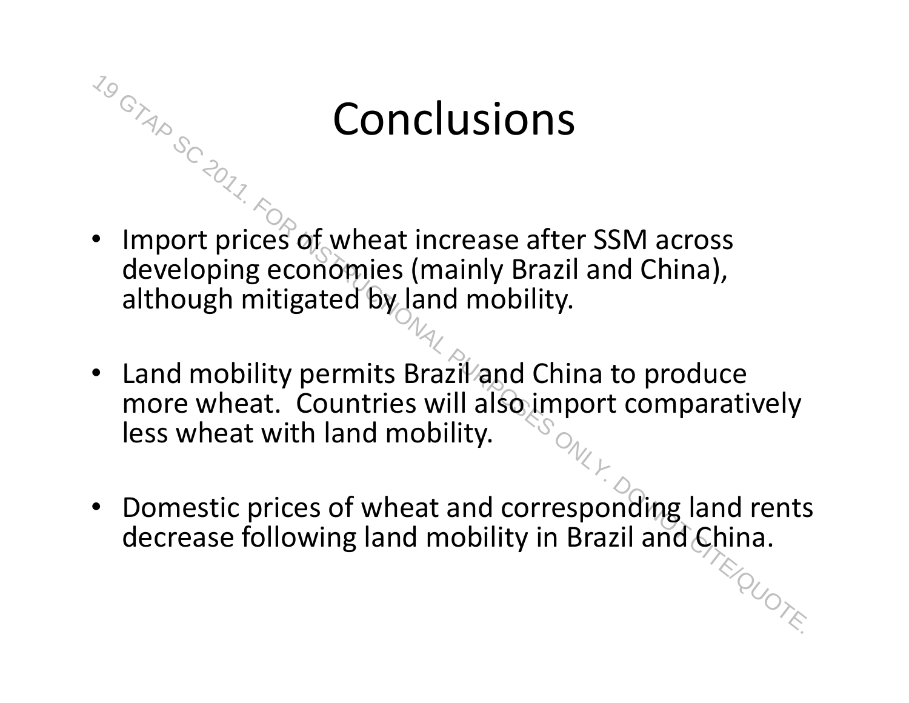# Conclusions

- Import prices of wheat increase after SSM across developing economies (mainly Brazil and China), although mitigated by land mobility.
- Land mobility permits Brazil and China to produce more wheat. Countries will also import comparatively less wheat with land mobility.
- Domestic prices of wheat and corresponding land rents decrease following land mobility in Brazil and China.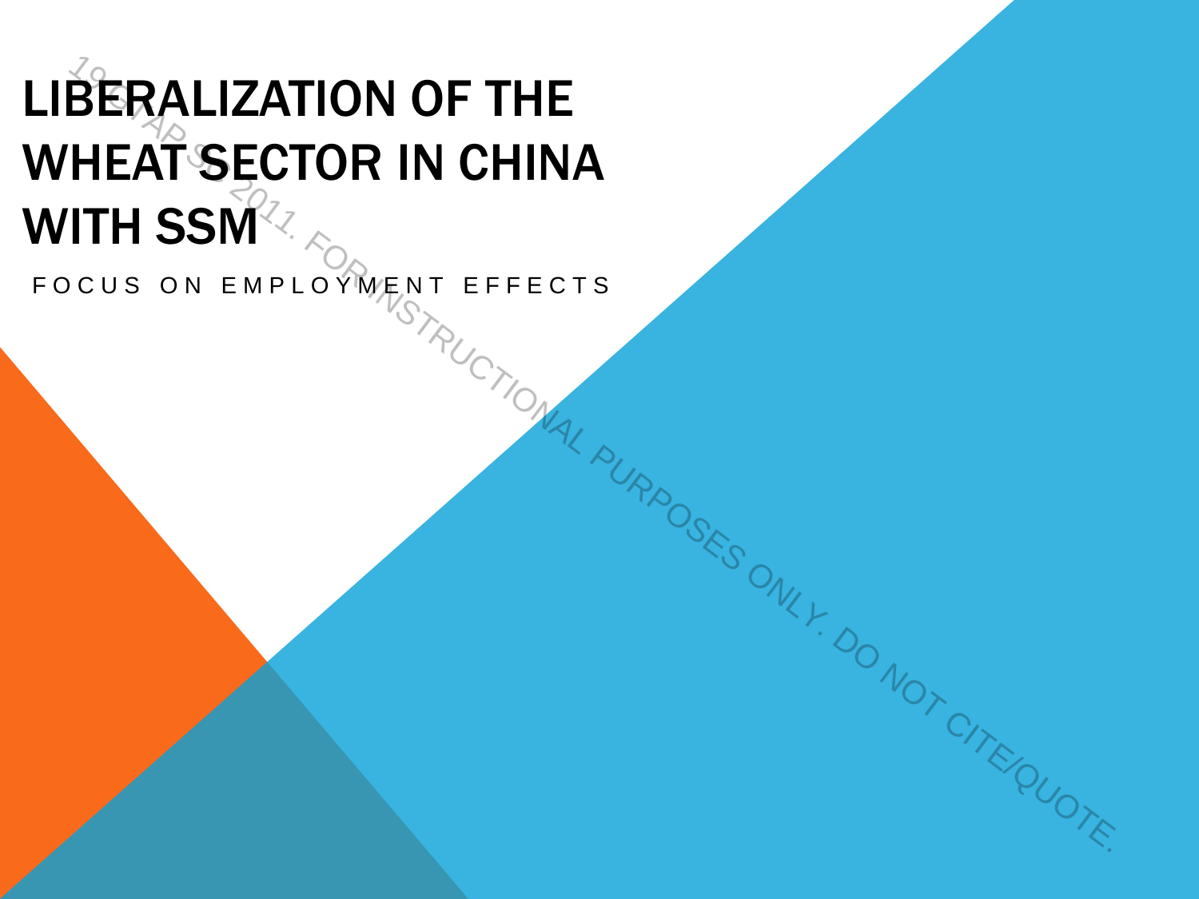# LIBERALIZATION OF THE WHEAT SECTOR IN CHINA WITH SSM

FOCUS ON EMPLOYMENT EFFECTS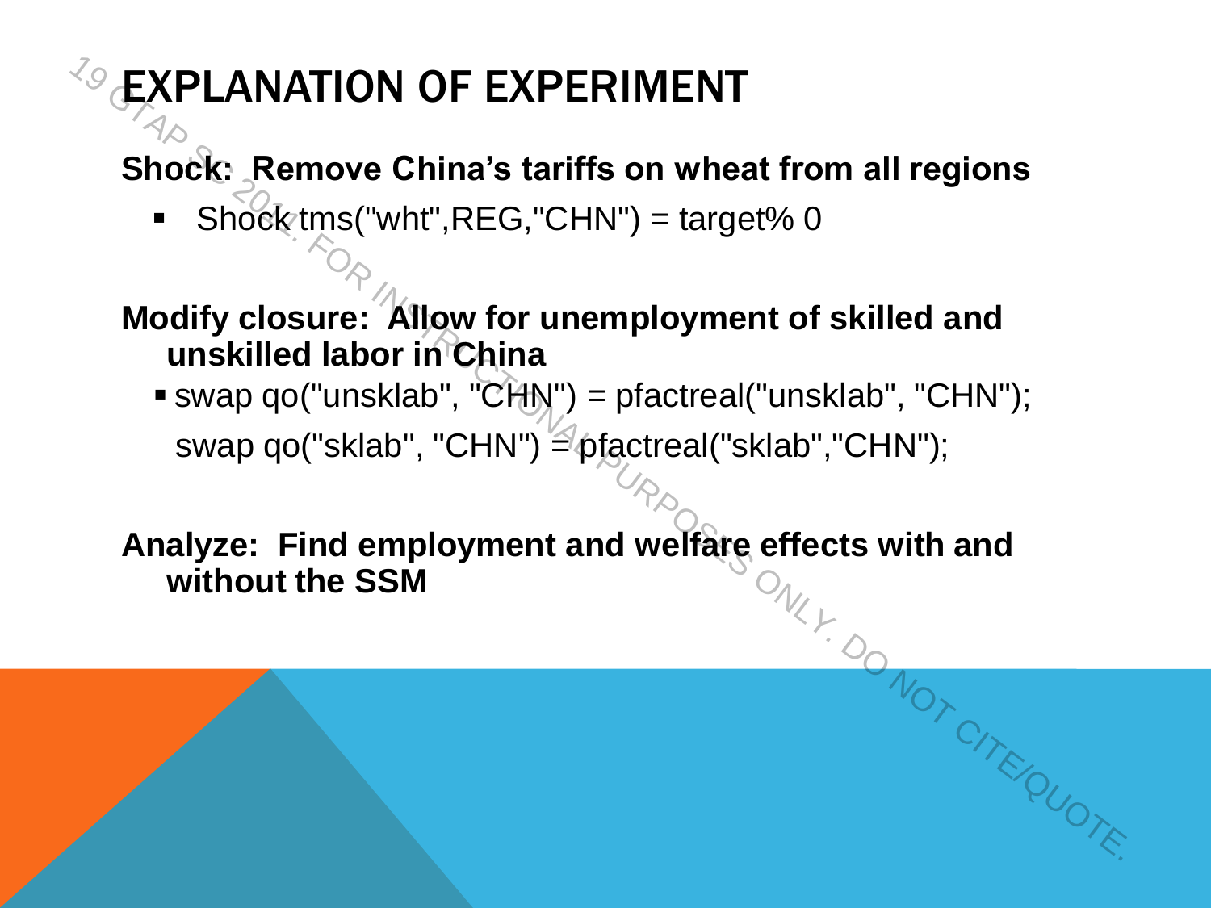# EXPLANATION OF EXPERIMENT

**Shock: Remove China's tariffs on wheat from all regions**

- Shock tms("wht",REG,"CHN") = target% 0

**Modify closure: Allow for unemployment of skilled and unskilled labor in China**

- swap qo("unsklab", "CHN") = pfactreal("unsklab", "CHN");
  swap qo("sklab", "CHN") = pfactreal("sklab","CHN");

**Analyze: Find employment and welfare effects with and without the SSM**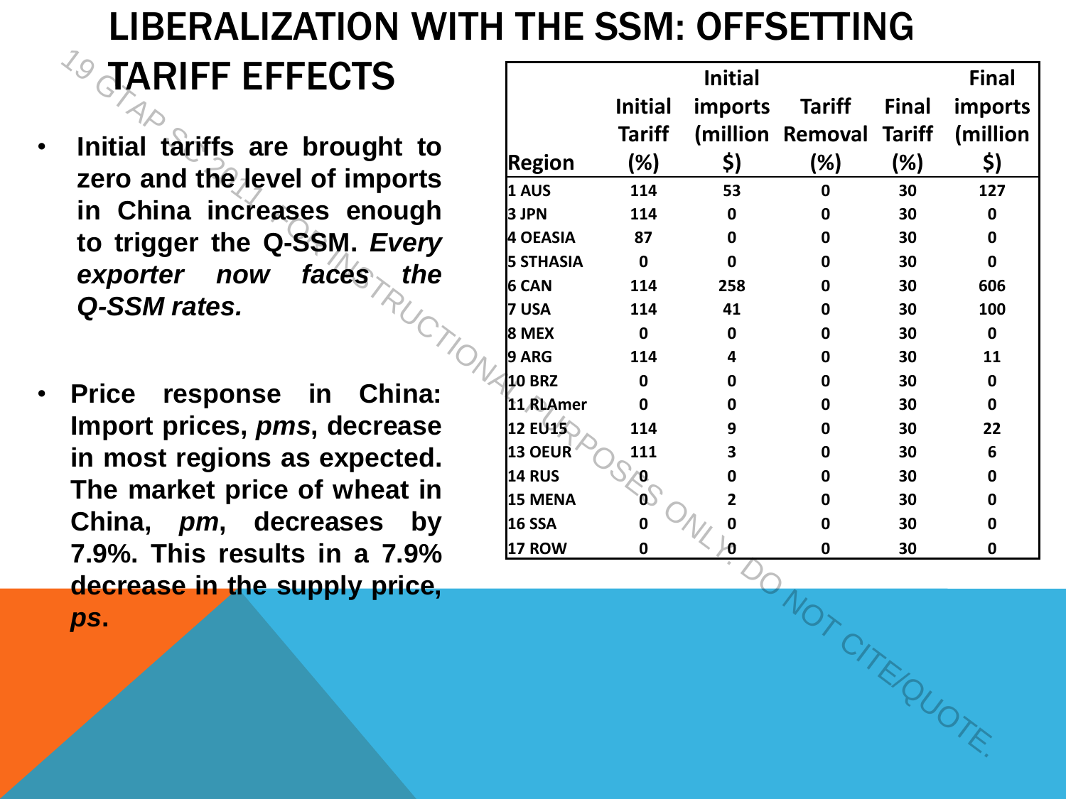# LIBERALIZATION WITH THE SSM: OFFSETTING TARIFF EFFECTS

- **Initial tariffs are brought to zero and the level of imports in China increases enough to trigger the Q-SSM. *Every exporter now faces the Q-SSM rates.***

- **Price response in China: Import prices, *pms*, decrease in most regions as expected. The market price of wheat in China, *pm*, decreases by 7.9%. This results in a 7.9% decrease in the supply price, *ps*.**

| Region | Initial Tariff (%) | Initial imports (million $) | Tariff Removal (%) | Final Tariff (%) | Final imports (million $) |
|---|---|---|---|---|---|
| 1 AUS | 114 | 53 | 0 | 30 | 127 |
| 3 JPN | 114 | 0 | 0 | 30 | 0 |
| 4 OEASIA | 87 | 0 | 0 | 30 | 0 |
| 5 STHASIA | 0 | 0 | 0 | 30 | 0 |
| 6 CAN | 114 | 258 | 0 | 30 | 606 |
| 7 USA | 114 | 41 | 0 | 30 | 100 |
| 8 MEX | 0 | 0 | 0 | 30 | 0 |
| 9 ARG | 114 | 4 | 0 | 30 | 11 |
| 10 BRZ | 0 | 0 | 0 | 30 | 0 |
| 11 RLAmer | 0 | 0 | 0 | 30 | 0 |
| 12 EU15 | 114 | 9 | 0 | 30 | 22 |
| 13 OEUR | 111 | 3 | 0 | 30 | 6 |
| 14 RUS | 0 | 0 | 0 | 30 | 0 |
| 15 MENA | 0 | 2 | 0 | 30 | 0 |
| 16 SSA | 0 | 0 | 0 | 30 | 0 |
| 17 ROW | 0 | 0 | 0 | 30 | 0 |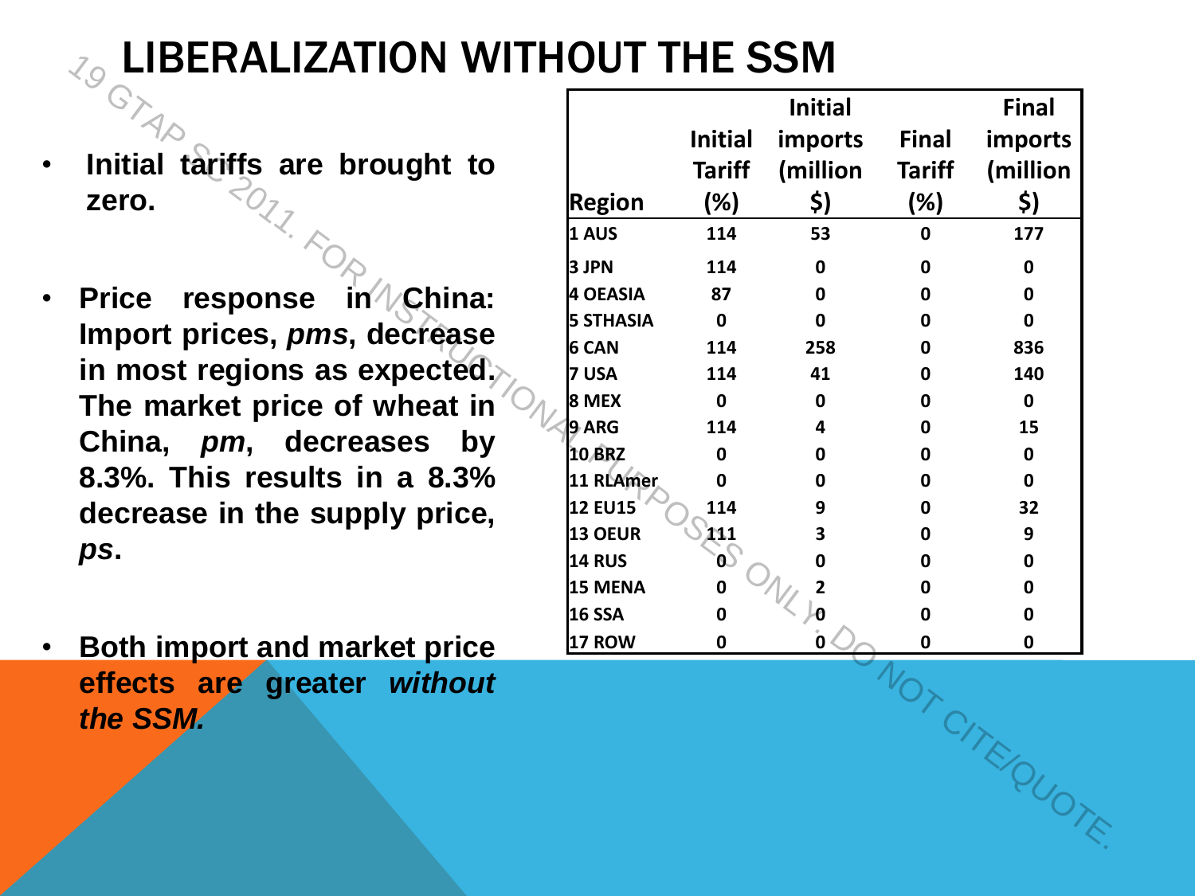# LIBERALIZATION WITHOUT THE SSM

- **Initial tariffs are brought to zero.**
- **Price response in China: Import prices, *pms*, decrease in most regions as expected. The market price of wheat in China, *pm*, decreases by 8.3%. This results in a 8.3% decrease in the supply price, *ps*.**
- **Both import and market price effects are greater *without the SSM.***

| Region | Initial Tariff (%) | Initial imports (million $) | Final Tariff (%) | Final imports (million $) |
|---|---|---|---|---|
| 1 AUS | 114 | 53 | 0 | 177 |
| 3 JPN | 114 | 0 | 0 | 0 |
| 4 OEASIA | 87 | 0 | 0 | 0 |
| 5 STHASIA | 0 | 0 | 0 | 0 |
| 6 CAN | 114 | 258 | 0 | 836 |
| 7 USA | 114 | 41 | 0 | 140 |
| 8 MEX | 0 | 0 | 0 | 0 |
| 9 ARG | 114 | 4 | 0 | 15 |
| 10 BRZ | 0 | 0 | 0 | 0 |
| 11 RLAmer | 0 | 0 | 0 | 0 |
| 12 EU15 | 114 | 9 | 0 | 32 |
| 13 OEUR | 111 | 3 | 0 | 9 |
| 14 RUS | 0 | 0 | 0 | 0 |
| 15 MENA | 0 | 2 | 0 | 0 |
| 16 SSA | 0 | 0 | 0 | 0 |
| 17 ROW | 0 | 0 | 0 | 0 |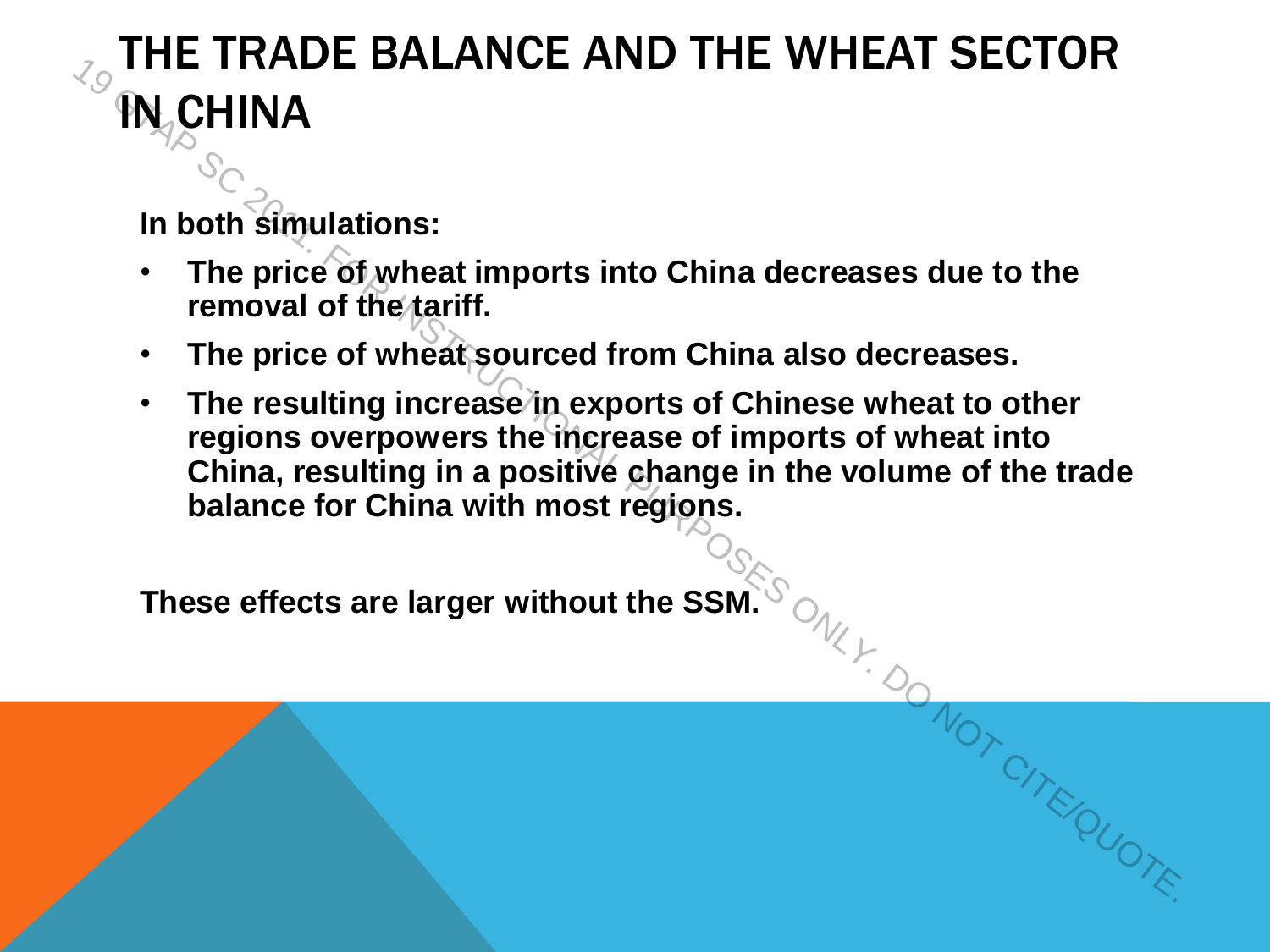# THE TRADE BALANCE AND THE WHEAT SECTOR IN CHINA

**In both simulations:**

- **The price of wheat imports into China decreases due to the removal of the tariff.**
- **The price of wheat sourced from China also decreases.**
- **The resulting increase in exports of Chinese wheat to other regions overpowers the increase of imports of wheat into China, resulting in a positive change in the volume of the trade balance for China with most regions.**

**These effects are larger without the SSM.**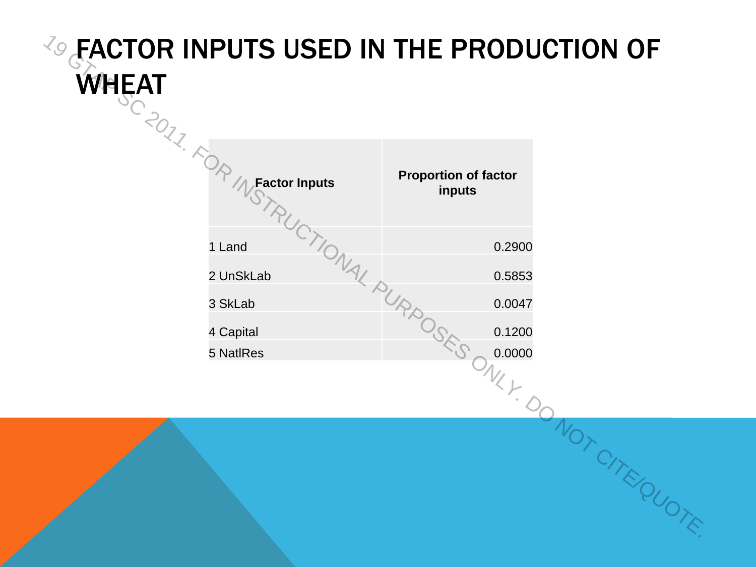# FACTOR INPUTS USED IN THE PRODUCTION OF WHEAT

| Factor Inputs | Proportion of factor inputs |
|---|---|
| 1 Land | 0.2900 |
| 2 UnSkLab | 0.5853 |
| 3 SkLab | 0.0047 |
| 4 Capital | 0.1200 |
| 5 NatlRes | 0.0000 |

19 GTAP SC 2011. FOR INSTRUCTIONAL PURPOSES ONLY. DO NOT CITE/QUOTE.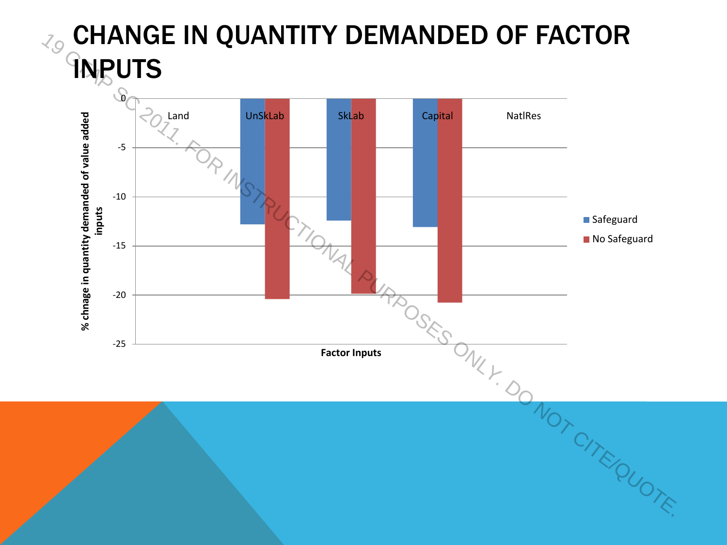# CHANGE IN QUANTITY DEMANDED OF FACTOR INPUTS

% chnage in quantity demanded of value added inputs

Land | UnSkLab | SkLab | Capital | NatlRes

0 | -5 | -10 | -15 | -20 | -25

Factor Inputs

Safeguard
No Safeguard

19 GTAP SC 2011. FOR INSTRUCTIONAL PURPOSES ONLY. DO NOT CITE/QUOTE.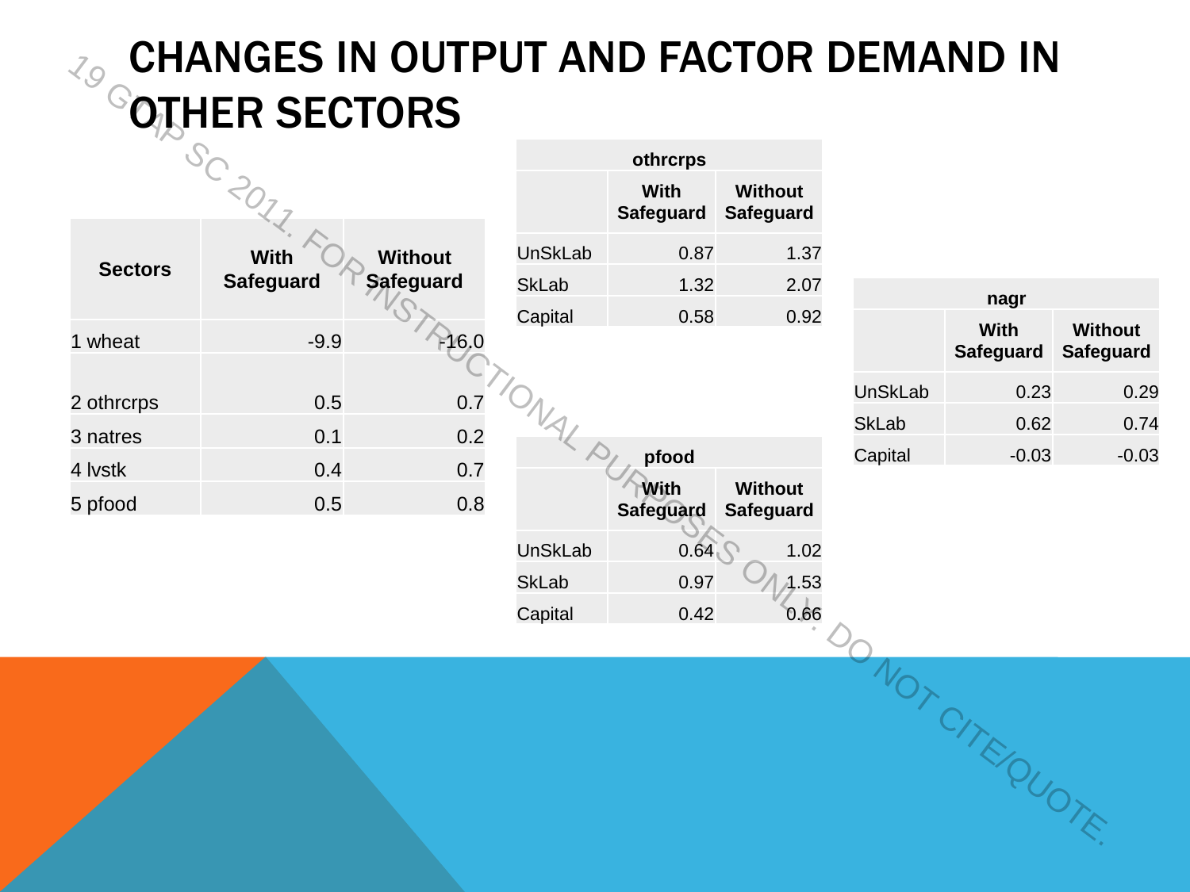# CHANGES IN OUTPUT AND FACTOR DEMAND IN OTHER SECTORS

| Sectors | With Safeguard | Without Safeguard |
|---|---|---|
| 1 wheat | -9.9 | -16.0 |
| 2 othrcrps | 0.5 | 0.7 |
| 3 natres | 0.1 | 0.2 |
| 4 lvstk | 0.4 | 0.7 |
| 5 pfood | 0.5 | 0.8 |

| othrcrps | | |
|---|---|---|
| | With Safeguard | Without Safeguard |
| UnSkLab | 0.87 | 1.37 |
| SkLab | 1.32 | 2.07 |
| Capital | 0.58 | 0.92 |

| nagr | | |
|---|---|---|
| | With Safeguard | Without Safeguard |
| UnSkLab | 0.23 | 0.29 |
| SkLab | 0.62 | 0.74 |
| Capital | -0.03 | -0.03 |

| pfood | | |
|---|---|---|
| | With Safeguard | Without Safeguard |
| UnSkLab | 0.64 | 1.02 |
| SkLab | 0.97 | 1.53 |
| Capital | 0.42 | 0.66 |

19 GTAP SC 2011. FOR INSTRUCTIONAL PURPOSES ONLY. DO NOT CITE/QUOTE.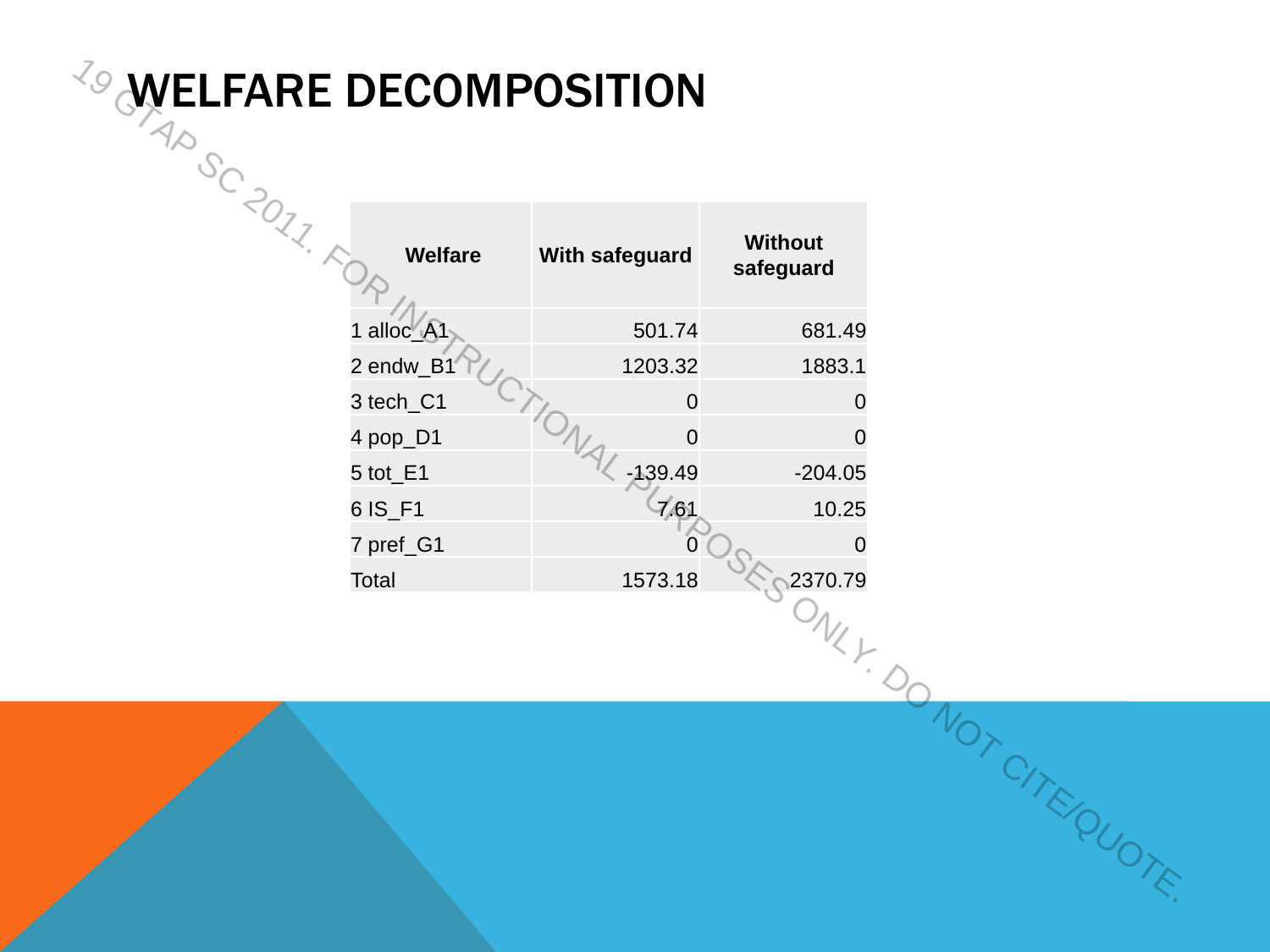# WELFARE DECOMPOSITION

| Welfare | With safeguard | Without safeguard |
|---|---|---|
| 1 alloc_A1 | 501.74 | 681.49 |
| 2 endw_B1 | 1203.32 | 1883.1 |
| 3 tech_C1 | 0 | 0 |
| 4 pop_D1 | 0 | 0 |
| 5 tot_E1 | -139.49 | -204.05 |
| 6 IS_F1 | 7.61 | 10.25 |
| 7 pref_G1 | 0 | 0 |
| Total | 1573.18 | 2370.79 |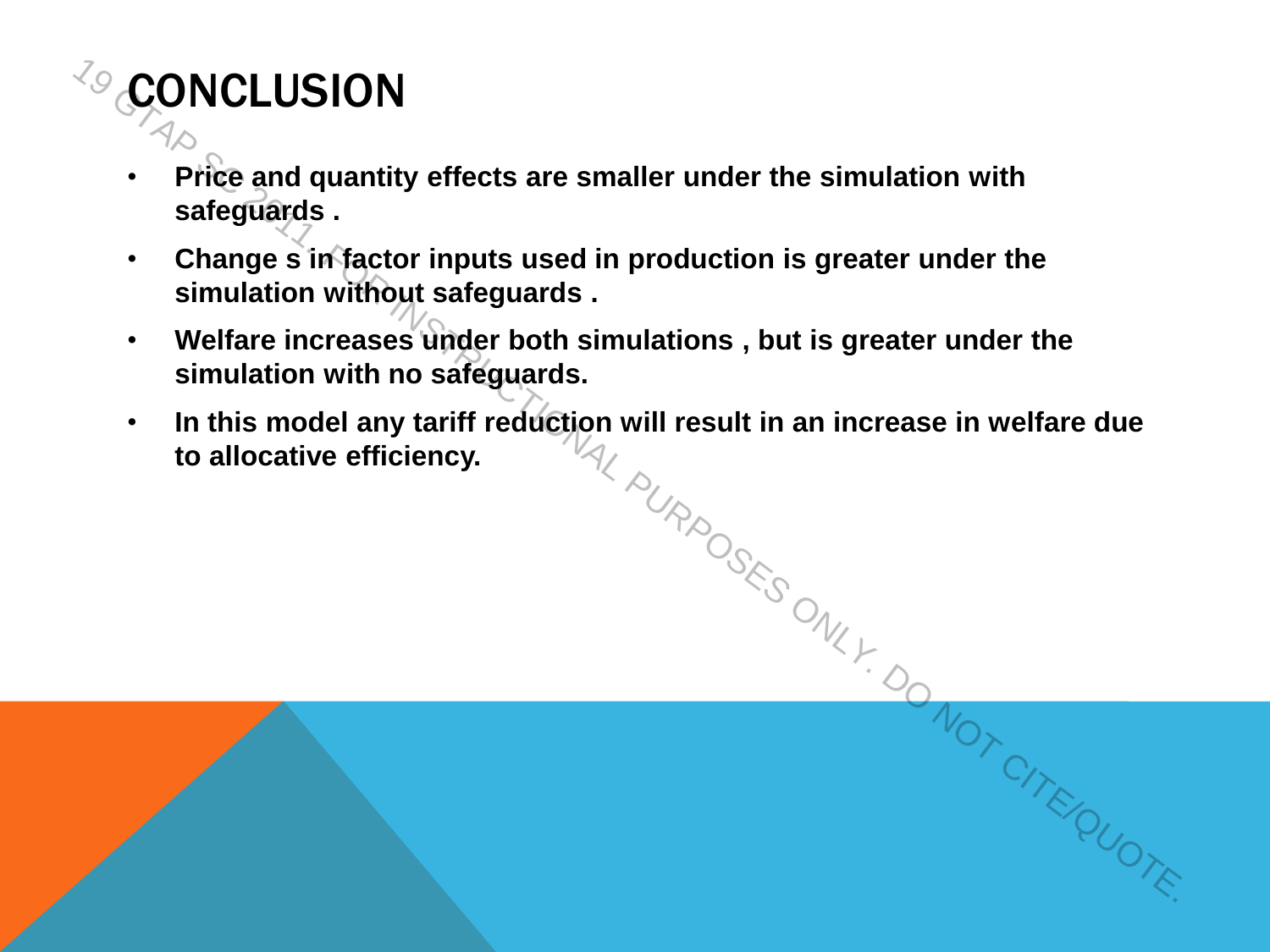# CONCLUSION

- **Price and quantity effects are smaller under the simulation with safeguards .**
- **Change s in factor inputs used in production is greater under the simulation without safeguards .**
- **Welfare increases under both simulations , but is greater under the simulation with no safeguards.**
- **In this model any tariff reduction will result in an increase in welfare due to allocative efficiency.**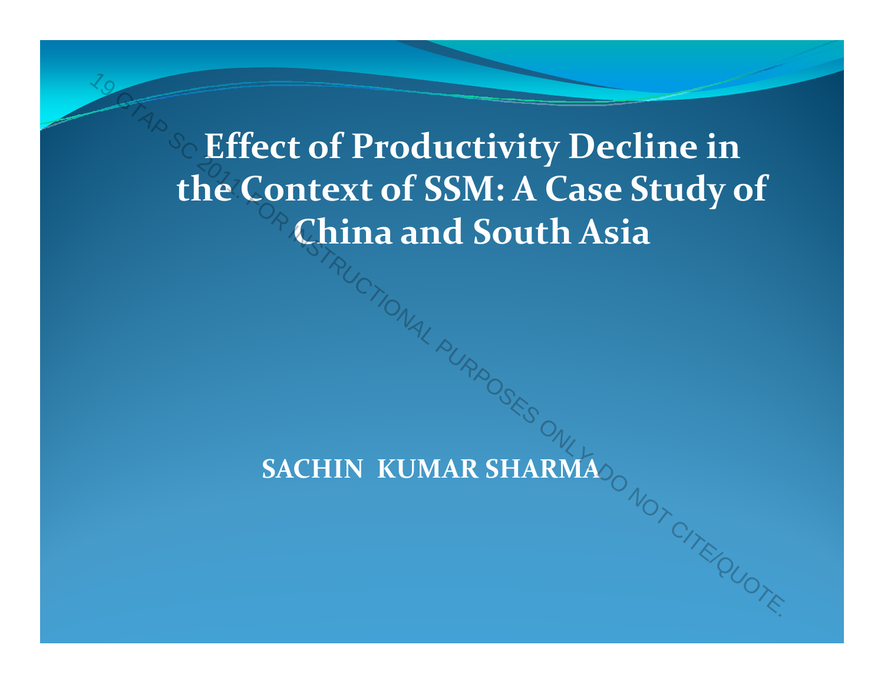# Effect of Productivity Decline in the Context of SSM: A Case Study of China and South Asia

**SACHIN KUMAR SHARMA**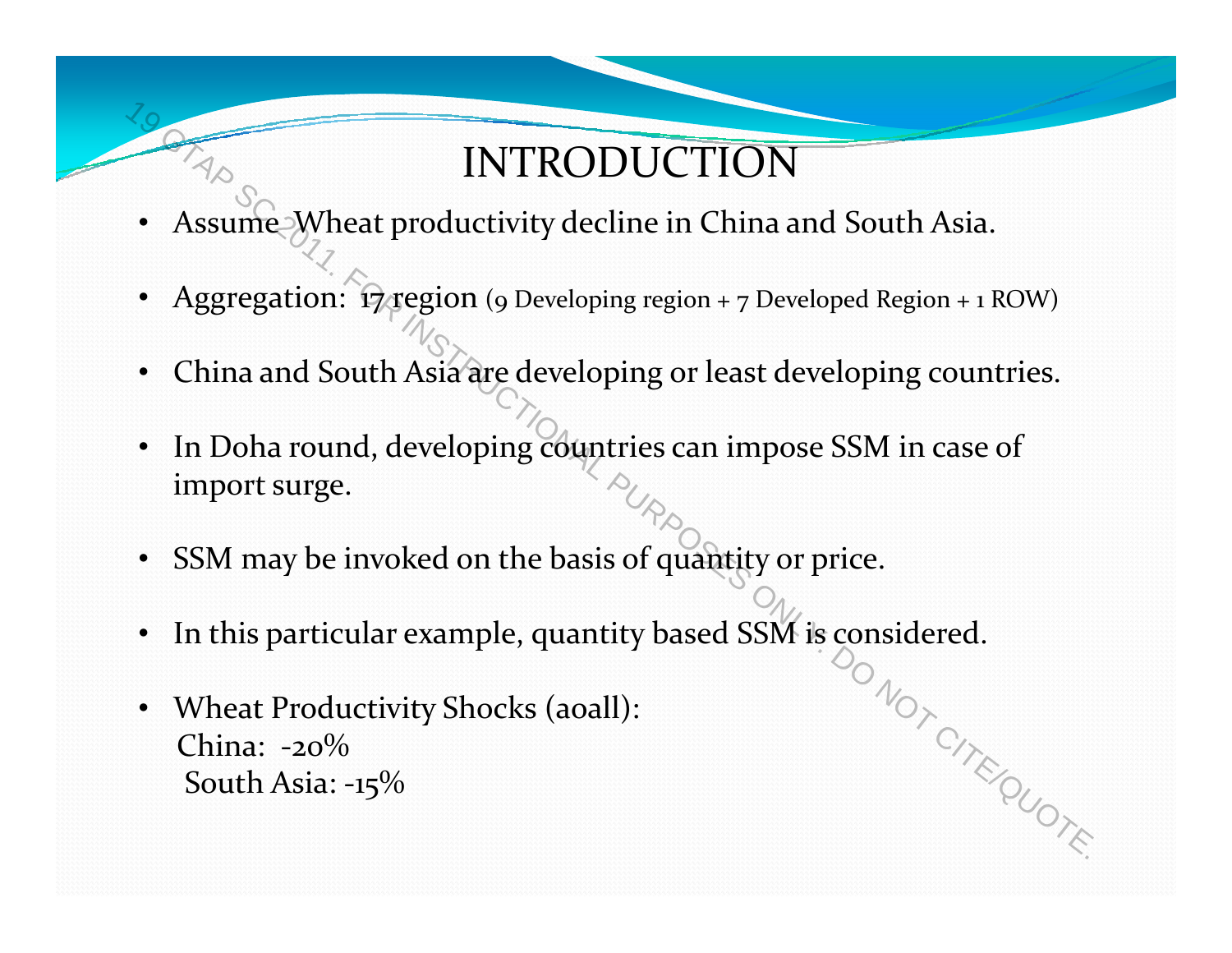# INTRODUCTION

- Assume Wheat productivity decline in China and South Asia.
- Aggregation: 17 region (9 Developing region + 7 Developed Region + 1 ROW)
- China and South Asia are developing or least developing countries.
- In Doha round, developing countries can impose SSM in case of import surge.
- SSM may be invoked on the basis of quantity or price.
- In this particular example, quantity based SSM is considered.
- Wheat Productivity Shocks (aoall):
  China: -20%
  South Asia: -15%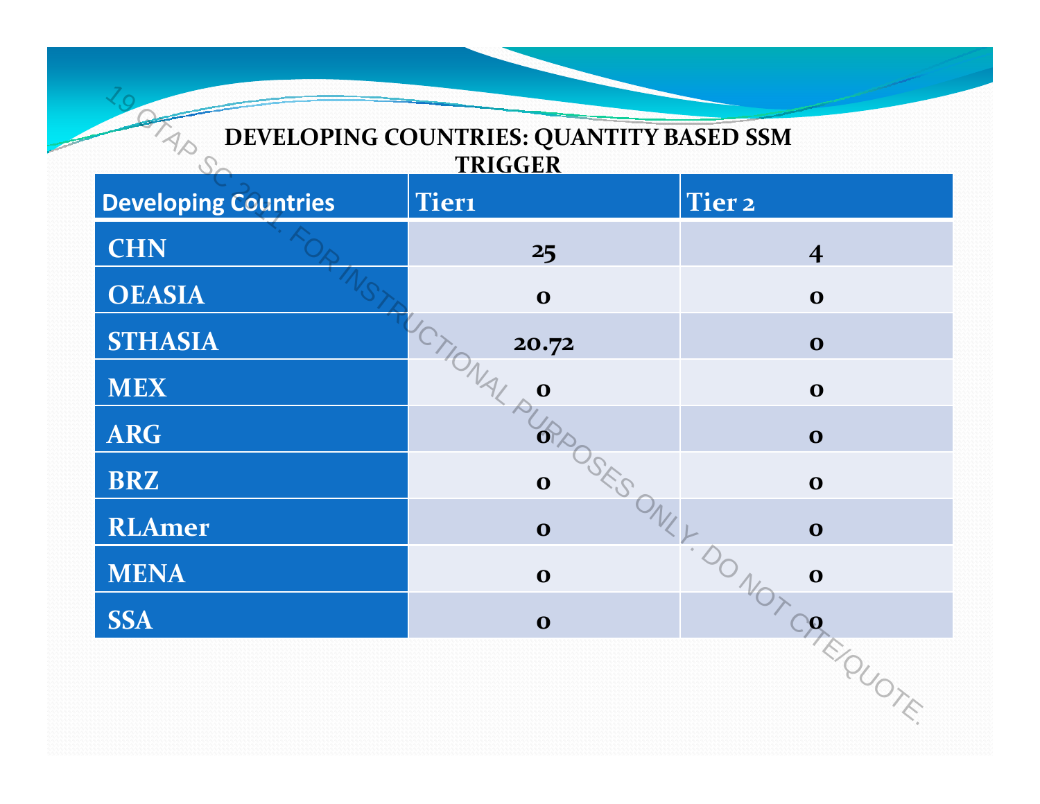## DEVELOPING COUNTRIES: QUANTITY BASED SSM TRIGGER

| Developing Countries | Tier1 | Tier 2 |
|---|---|---|
| CHN | 25 | 4 |
| OEASIA | 0 | 0 |
| STHASIA | 20.72 | 0 |
| MEX | 0 | 0 |
| ARG | 0 | 0 |
| BRZ | 0 | 0 |
| RLAmer | 0 | 0 |
| MENA | 0 | 0 |
| SSA | 0 | 0 |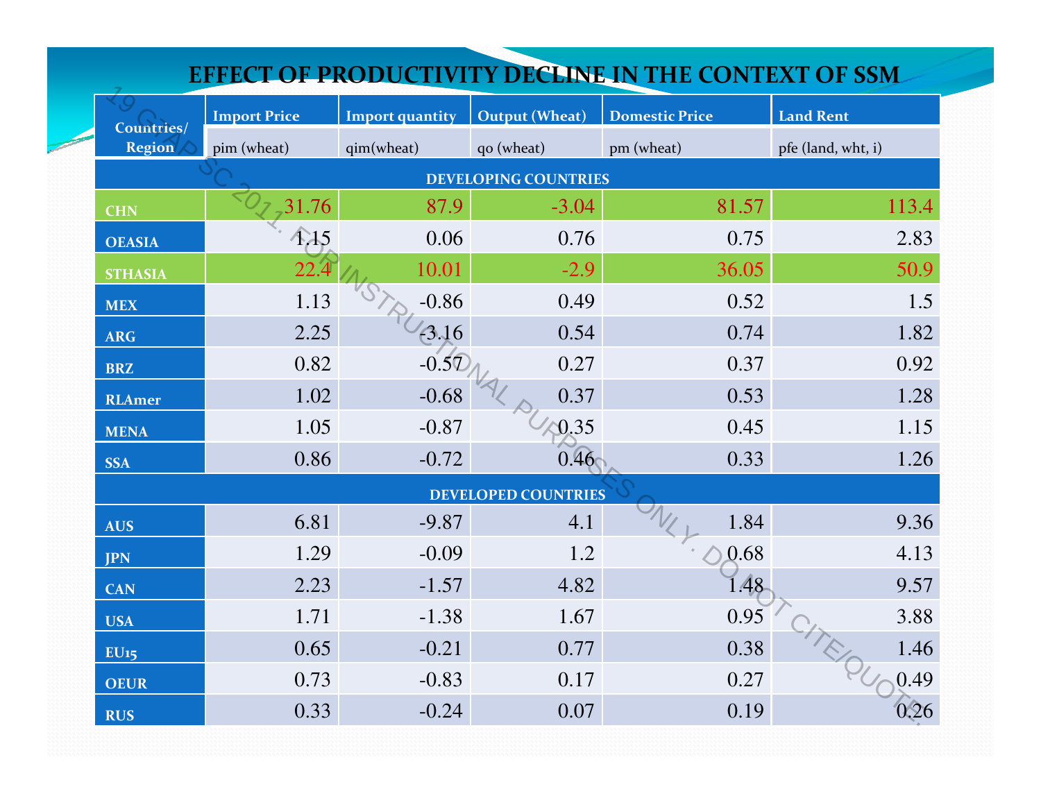# EFFECT OF PRODUCTIVITY DECLINE IN THE CONTEXT OF SSM

| Countries/ Region | Import Price | Import quantity | Output (Wheat) | Domestic Price | Land Rent |
|---|---|---|---|---|---|
| | pim (wheat) | qim(wheat) | qo (wheat) | pm (wheat) | pfe (land, wht, i) |
| **DEVELOPING COUNTRIES** | | | | | |
| CHN | 31.76 | 87.9 | -3.04 | 81.57 | 113.4 |
| OEASIA | 1.15 | 0.06 | 0.76 | 0.75 | 2.83 |
| STHASIA | 22.4 | 10.01 | -2.9 | 36.05 | 50.9 |
| MEX | 1.13 | -0.86 | 0.49 | 0.52 | 1.5 |
| ARG | 2.25 | -3.16 | 0.54 | 0.74 | 1.82 |
| BRZ | 0.82 | -0.57 | 0.27 | 0.37 | 0.92 |
| RLAmer | 1.02 | -0.68 | 0.37 | 0.53 | 1.28 |
| MENA | 1.05 | -0.87 | 0.35 | 0.45 | 1.15 |
| SSA | 0.86 | -0.72 | 0.46 | 0.33 | 1.26 |
| **DEVELOPED COUNTRIES** | | | | | |
| AUS | 6.81 | -9.87 | 4.1 | 1.84 | 9.36 |
| JPN | 1.29 | -0.09 | 1.2 | 0.68 | 4.13 |
| CAN | 2.23 | -1.57 | 4.82 | 1.48 | 9.57 |
| USA | 1.71 | -1.38 | 1.67 | 0.95 | 3.88 |
| EU15 | 0.65 | -0.21 | 0.77 | 0.38 | 1.46 |
| OEUR | 0.73 | -0.83 | 0.17 | 0.27 | 0.49 |
| RUS | 0.33 | -0.24 | 0.07 | 0.19 | 0.26 |

19 GTAP SC 2011. FOR INSTRUCTIONAL PURPOSES ONLY. DO NOT CITE/QUOTE.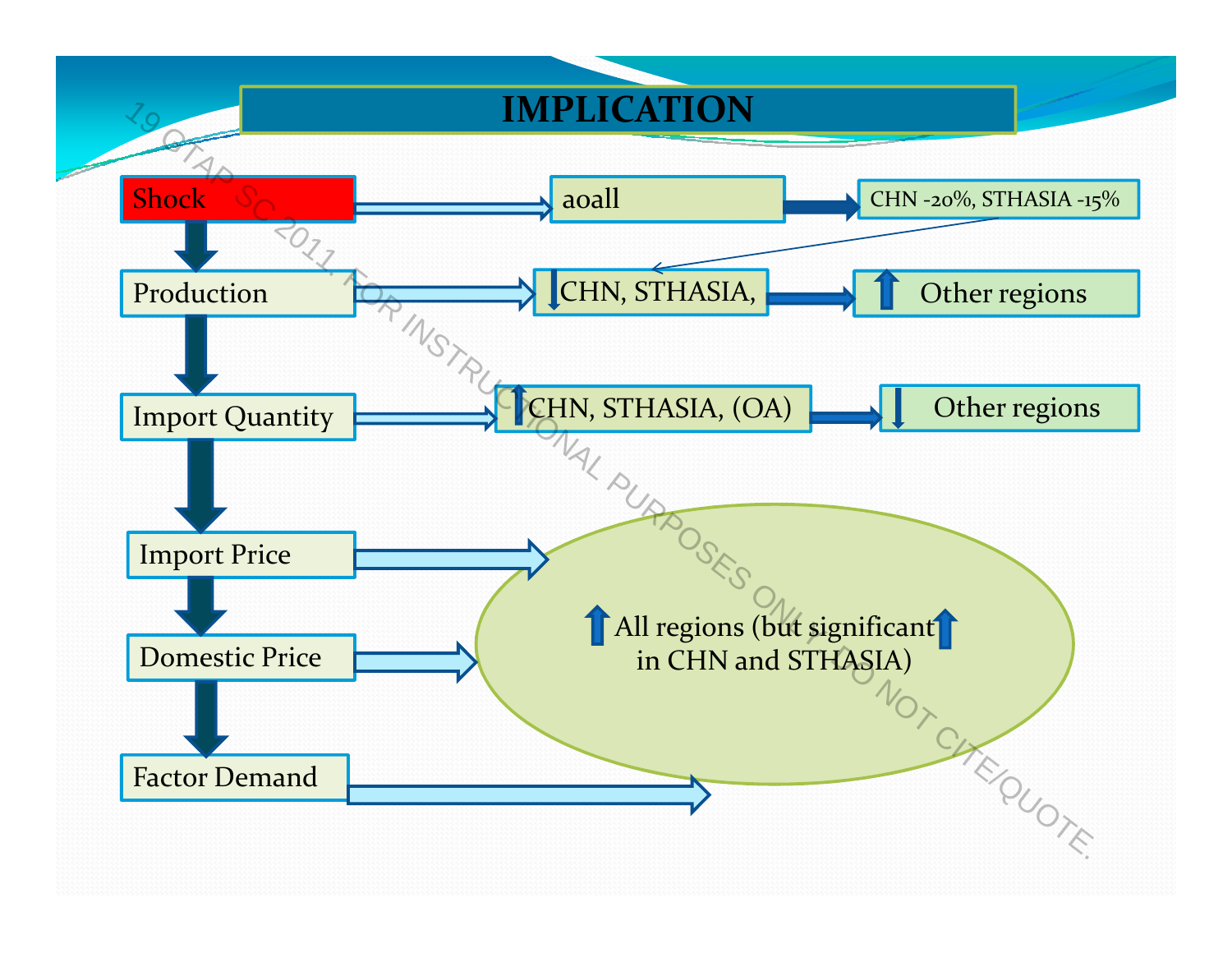# IMPLICATION

- **Shock** → aoall → CHN -20%, STHASIA -15%
- **Production** → ↓ CHN, STHASIA, → ↑ Other regions
- **Import Quantity** → ↑ CHN, STHASIA, (OA) → ↓ Other regions
- **Import Price**
- **Domestic Price**
- **Factor Demand**

Import Price, Domestic Price, Factor Demand → ↑ All regions (but significant ↑ in CHN and STHASIA)

19 GTAP SC 2011. FOR INSTRUCTIONAL PURPOSES ONLY. DO NOT CITE/QUOTE.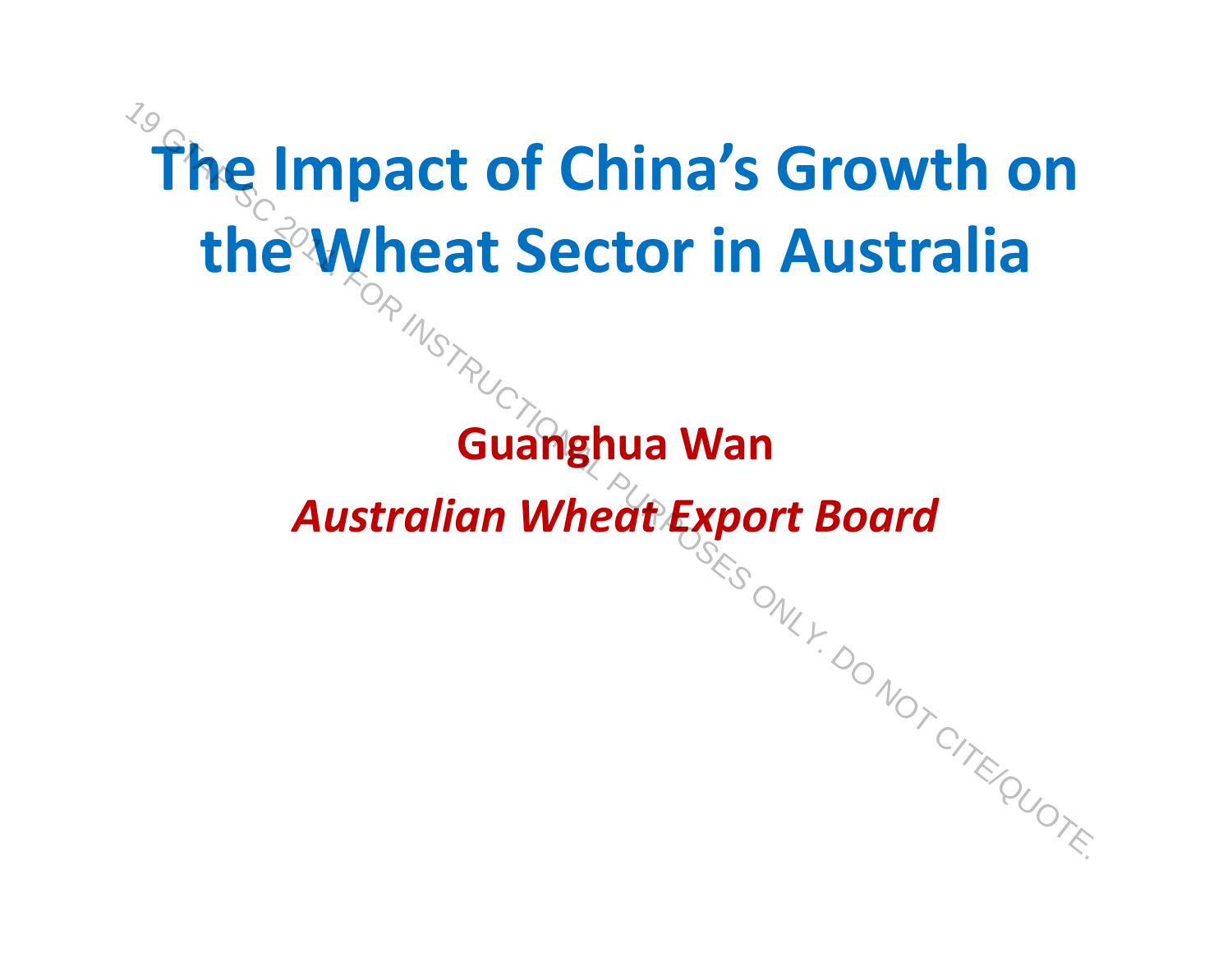# The Impact of China's Growth on the Wheat Sector in Australia

**Guanghua Wan**

***Australian Wheat Export Board***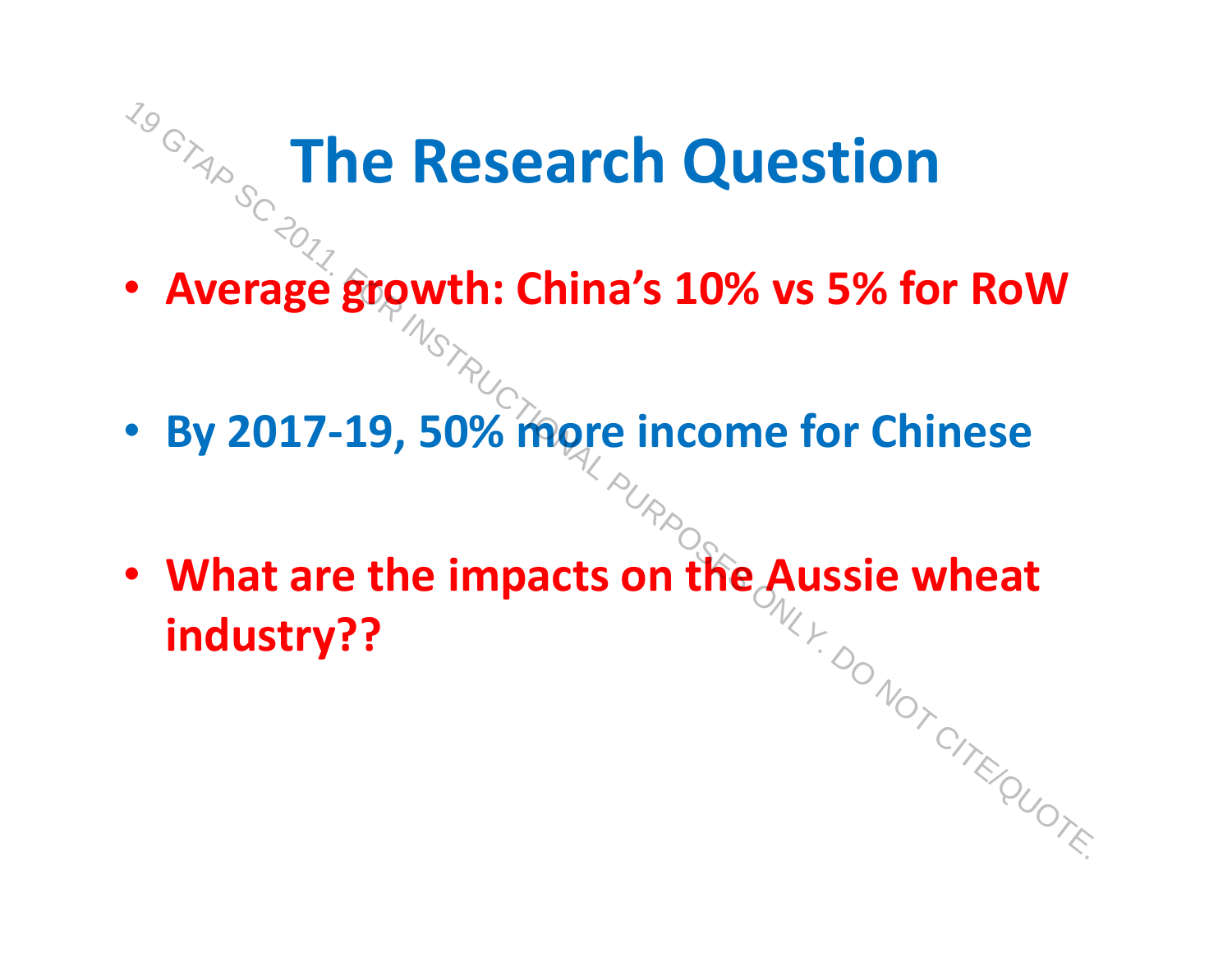# The Research Question

- **Average growth: China's 10% vs 5% for RoW**
- **By 2017-19, 50% more income for Chinese**
- **What are the impacts on the Aussie wheat industry??**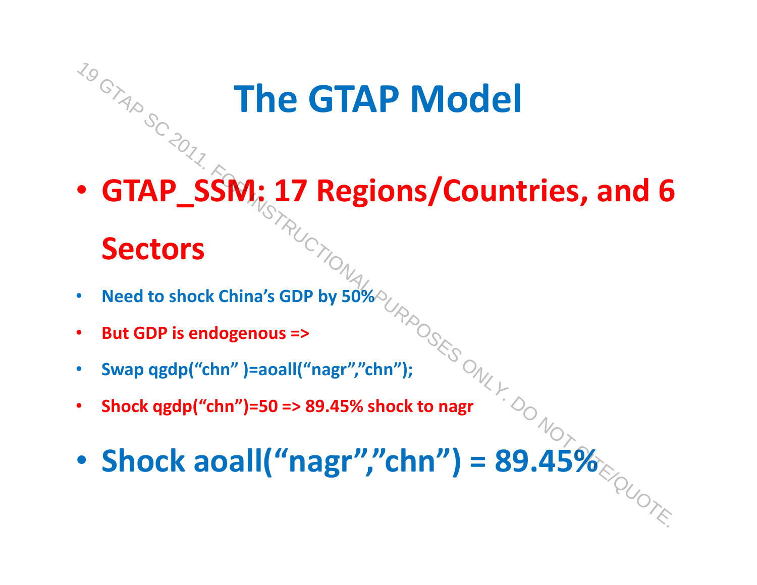# The GTAP Model

- **GTAP_SSM: 17 Regions/Countries, and 6 Sectors**
  - **Need to shock China's GDP by 50%**
  - **But GDP is endogenous =>**
  - **Swap qgdp("chn" )=aoall("nagr","chn");**
  - **Shock qgdp("chn")=50 => 89.45% shock to nagr**
- **Shock aoall("nagr","chn") = 89.45%**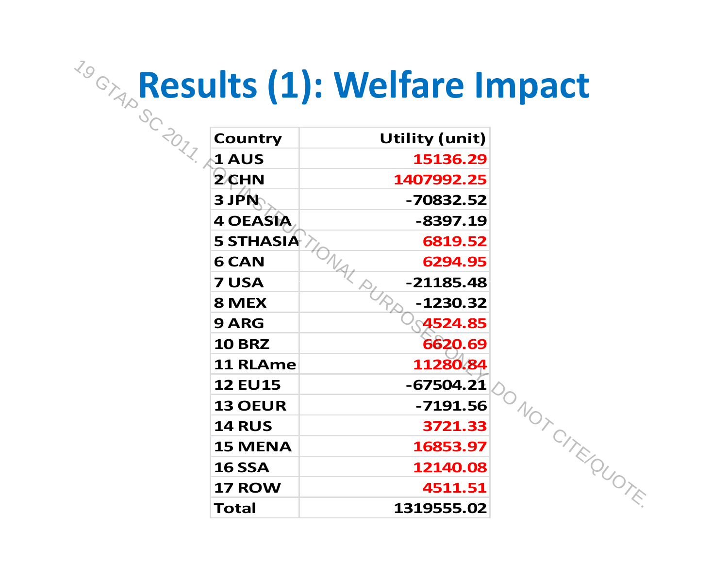# Results (1): Welfare Impact

| Country | Utility (unit) |
|---|---|
| 1 AUS | 15136.29 |
| 2 CHN | 1407992.25 |
| 3 JPN | -70832.52 |
| 4 OEASIA | -8397.19 |
| 5 STHASIA | 6819.52 |
| 6 CAN | 6294.95 |
| 7 USA | -21185.48 |
| 8 MEX | -1230.32 |
| 9 ARG | 4524.85 |
| 10 BRZ | 6620.69 |
| 11 RLAme | 11280.84 |
| 12 EU15 | -67504.21 |
| 13 OEUR | -7191.56 |
| 14 RUS | 3721.33 |
| 15 MENA | 16853.97 |
| 16 SSA | 12140.08 |
| 17 ROW | 4511.51 |
| Total | 1319555.02 |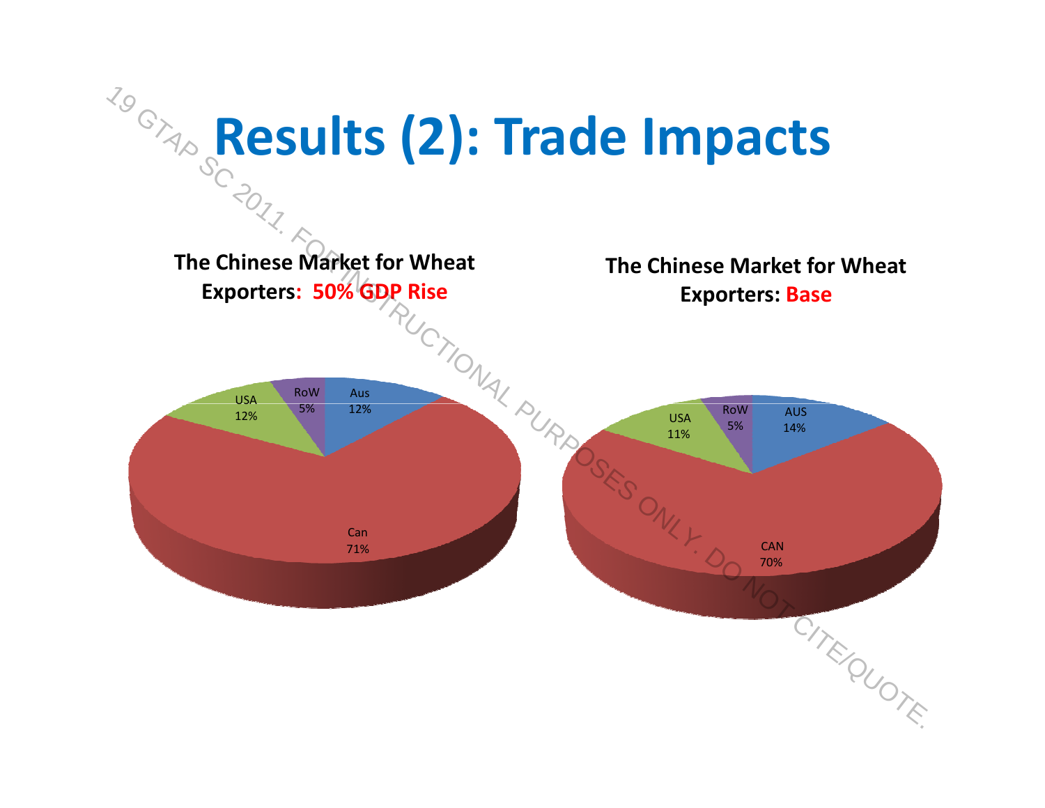# Results (2): Trade Impacts

**The Chinese Market for Wheat Exporters: 50% GDP Rise**

| Exporter | Share |
|---|---|
| Aus | 12% |
| Can | 71% |
| USA | 12% |
| RoW | 5% |

**The Chinese Market for Wheat Exporters: Base**

| Exporter | Share |
|---|---|
| AUS | 14% |
| CAN | 70% |
| USA | 11% |
| RoW | 5% |

19 GTAP SC 2011. FOR INSTRUCTIONAL PURPOSES ONLY. DO NOT CITE/QUOTE.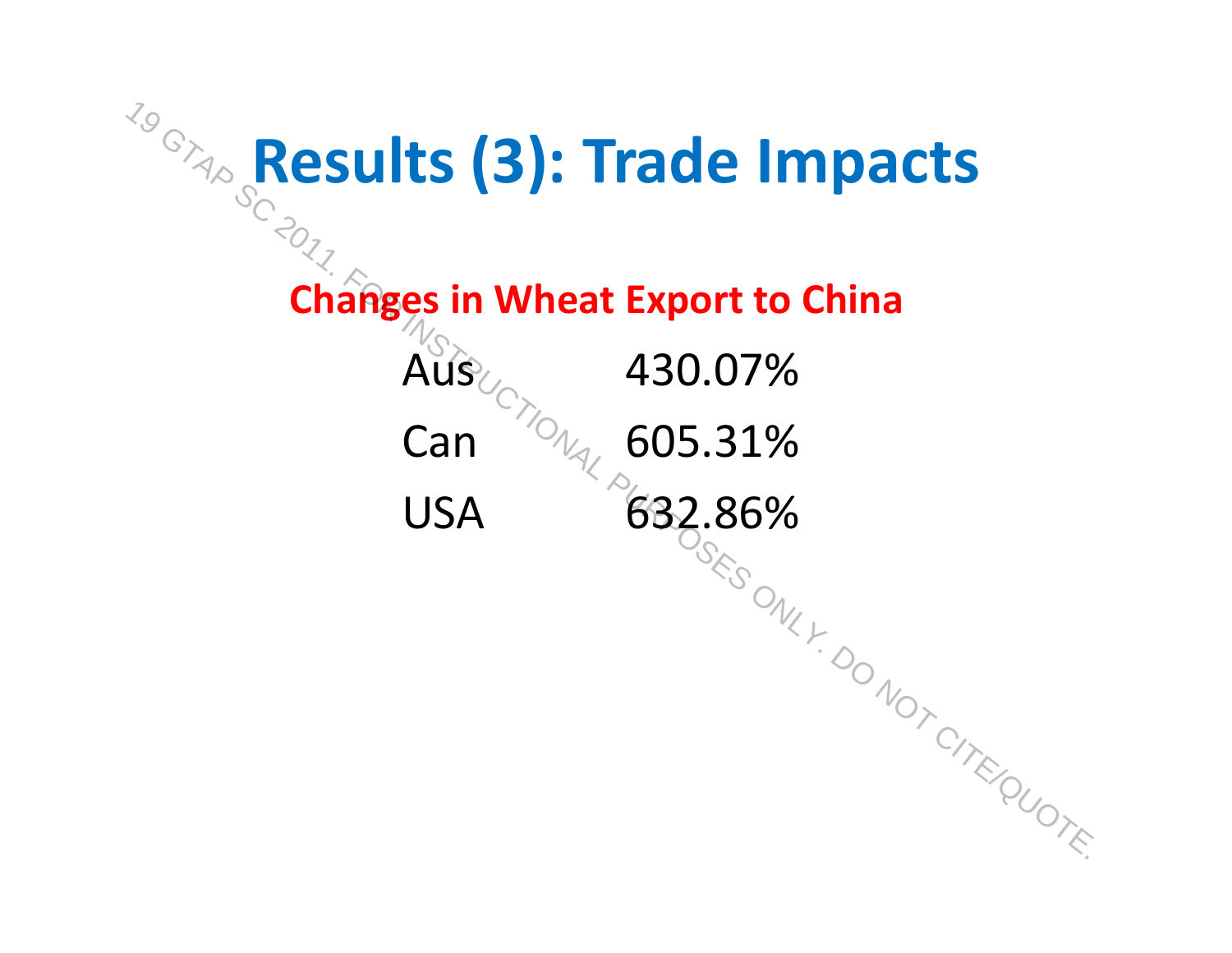# Results (3): Trade Impacts

**Changes in Wheat Export to China**

| | |
|---|---|
| Aus | 430.07% |
| Can | 605.31% |
| USA | 632.86% |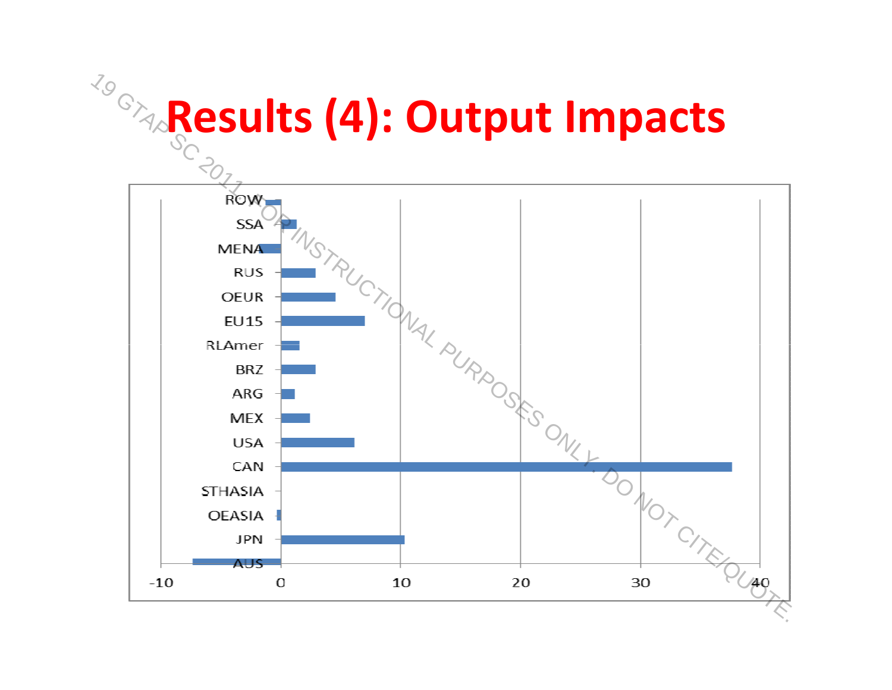# Results (4): Output Impacts

| Region | Output impact |
| --- | --- |
| ROW | -1.3 |
| SSA | 1.3 |
| MENA | -1.8 |
| RUS | 2.9 |
| OEUR | 4.5 |
| EU15 | 7.0 |
| RLAmer | 1.5 |
| BRZ | 2.9 |
| ARG | 1.1 |
| MEX | 2.4 |
| USA | 6.1 |
| CAN | 37.6 |
| STHASIA | 0 |
| OEASIA | -0.3 |
| JPN | 10.3 |
| AUS | -7.4 |

*Values are approximate readings from a horizontal bar chart with an x-axis from -10 to 40.*

19 GTAP SC 2011 – FOR INSTRUCTIONAL PURPOSES ONLY. DO NOT CITE/QUOTE.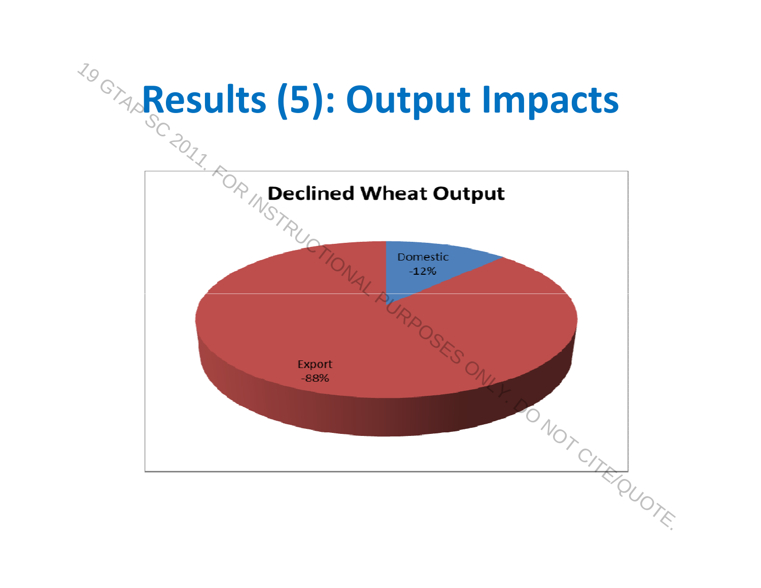# Results (5): Output Impacts

**Declined Wheat Output**

- Domestic: -12%
- Export: -88%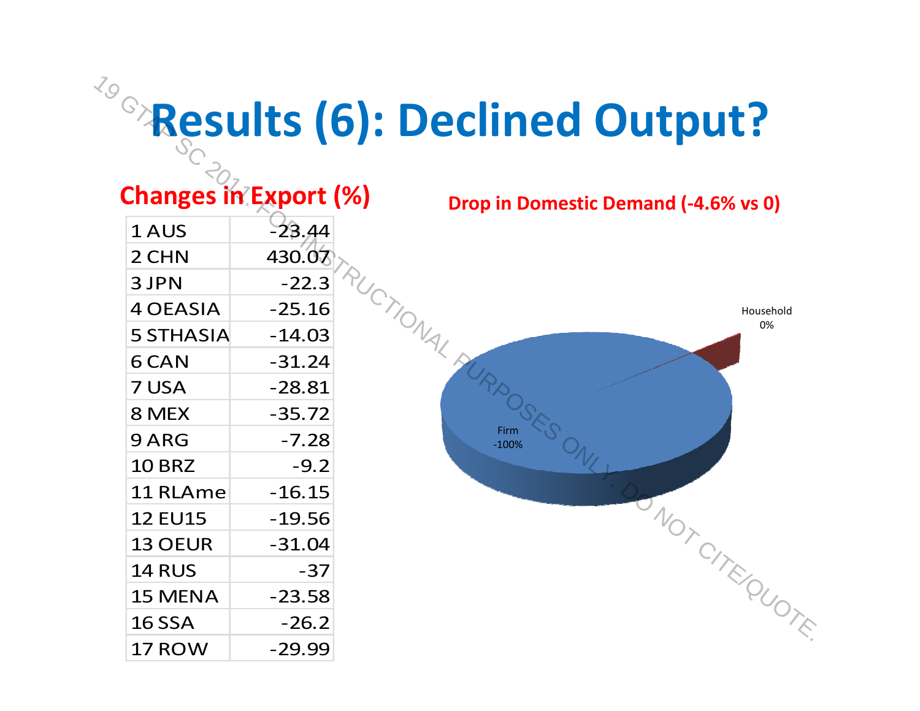# Results (6): Declined Output?

## Changes in Export (%)

| Region | Change |
|---|---|
| 1 AUS | -23.44 |
| 2 CHN | 430.07 |
| 3 JPN | -22.3 |
| 4 OEASIA | -25.16 |
| 5 STHASIA | -14.03 |
| 6 CAN | -31.24 |
| 7 USA | -28.81 |
| 8 MEX | -35.72 |
| 9 ARG | -7.28 |
| 10 BRZ | -9.2 |
| 11 RLAme | -16.15 |
| 12 EU15 | -19.56 |
| 13 OEUR | -31.04 |
| 14 RUS | -37 |
| 15 MENA | -23.58 |
| 16 SSA | -26.2 |
| 17 ROW | -29.99 |

## Drop in Domestic Demand (-4.6% vs 0)

Household
0%

Firm
-100%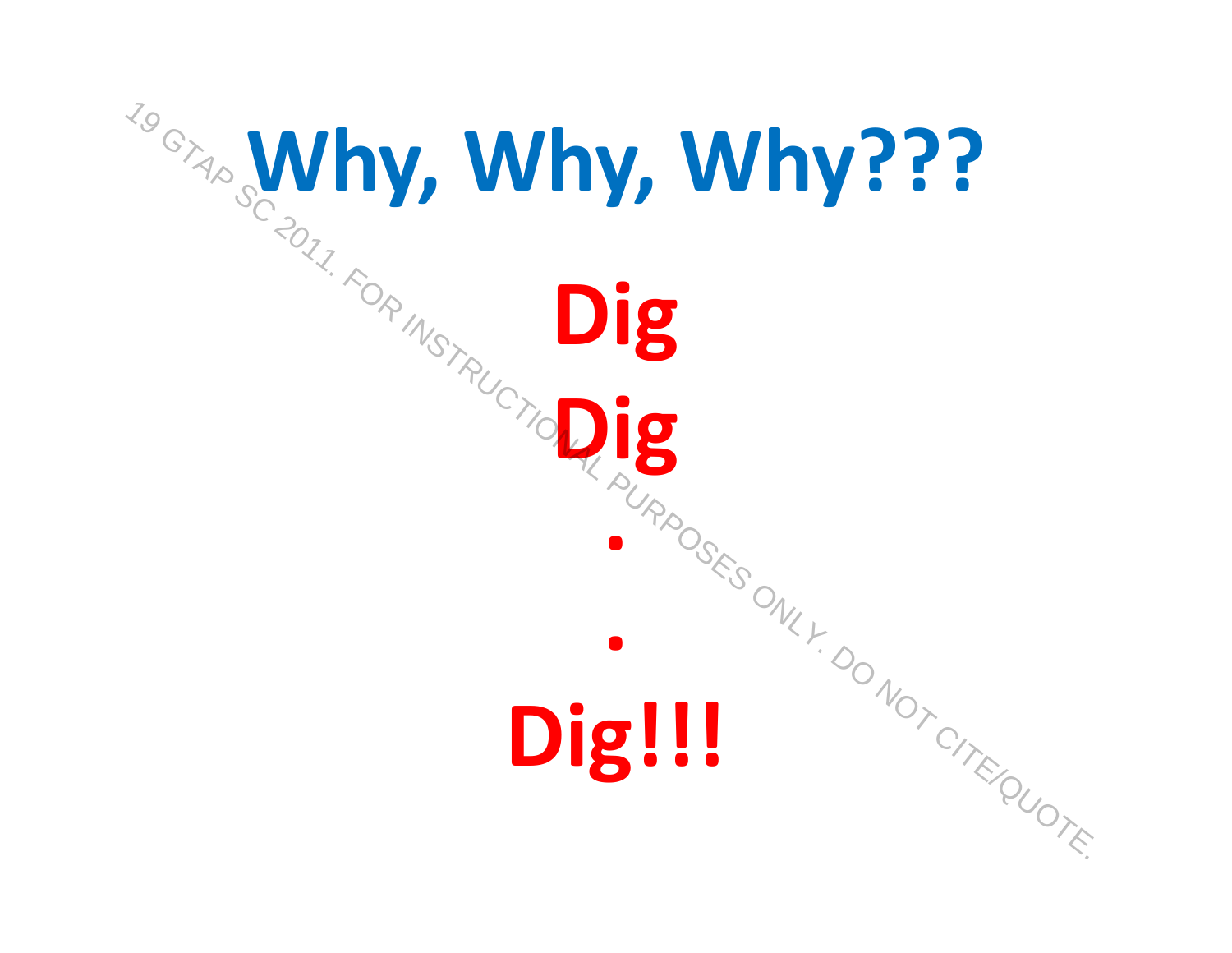# Why, Why, Why???

**Dig**

**Dig**

**.**

**.**

**Dig!!!**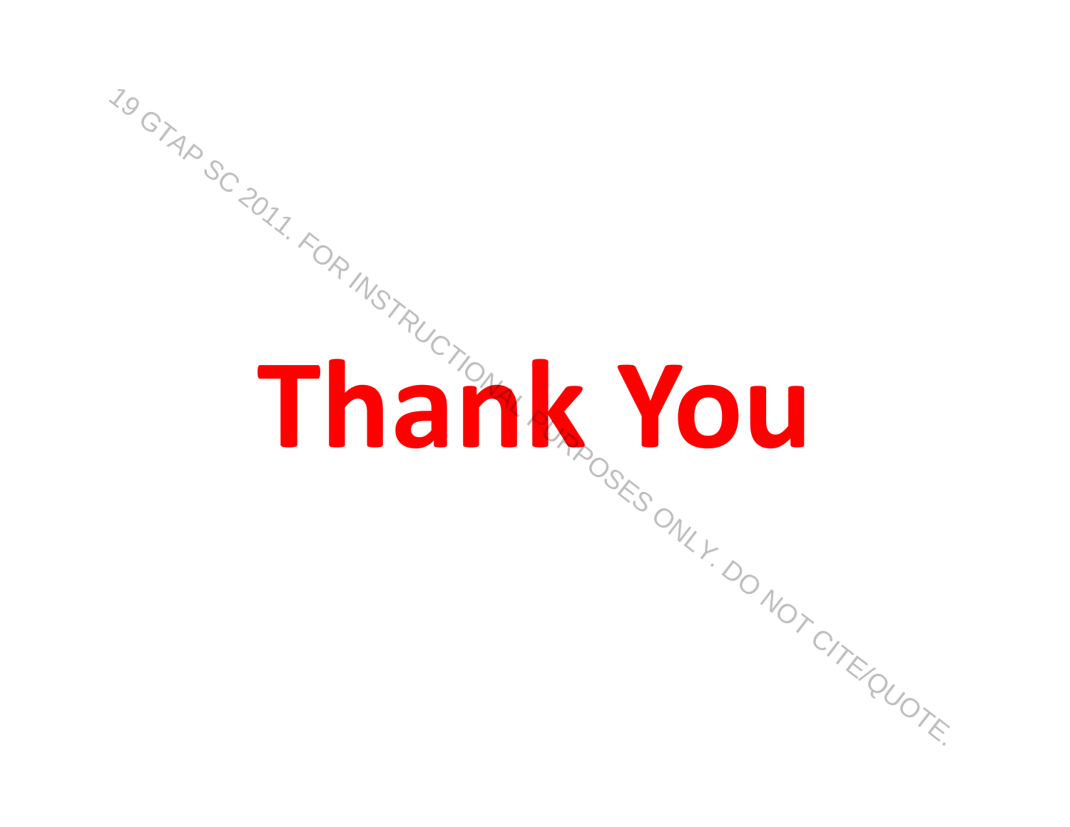# Thank You

19 GTAP SC 2011. FOR INSTRUCTIONAL PURPOSES ONLY. DO NOT CITE/QUOTE.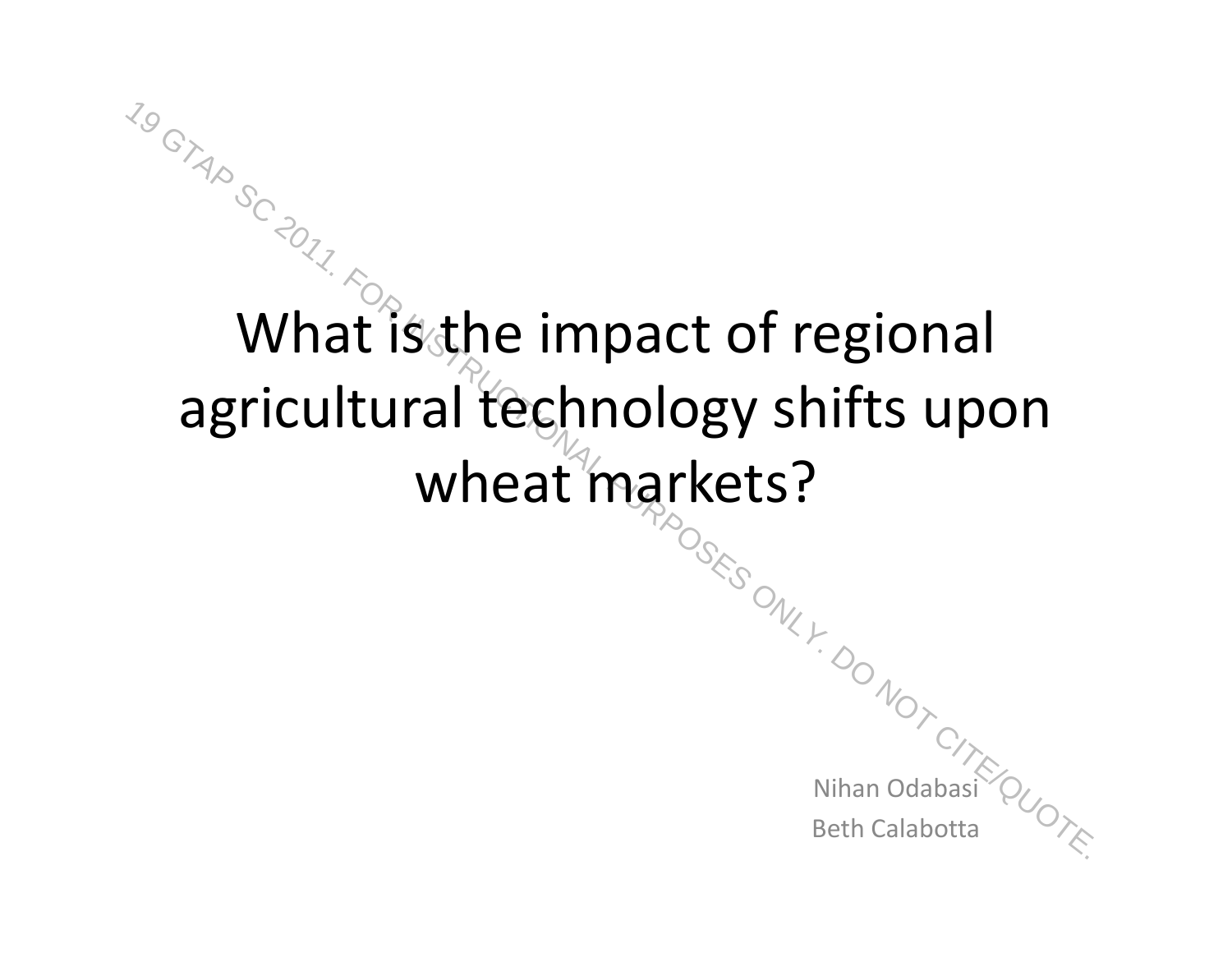# What is the impact of regional agricultural technology shifts upon wheat markets?

Nihan Odabasi
Beth Calabotta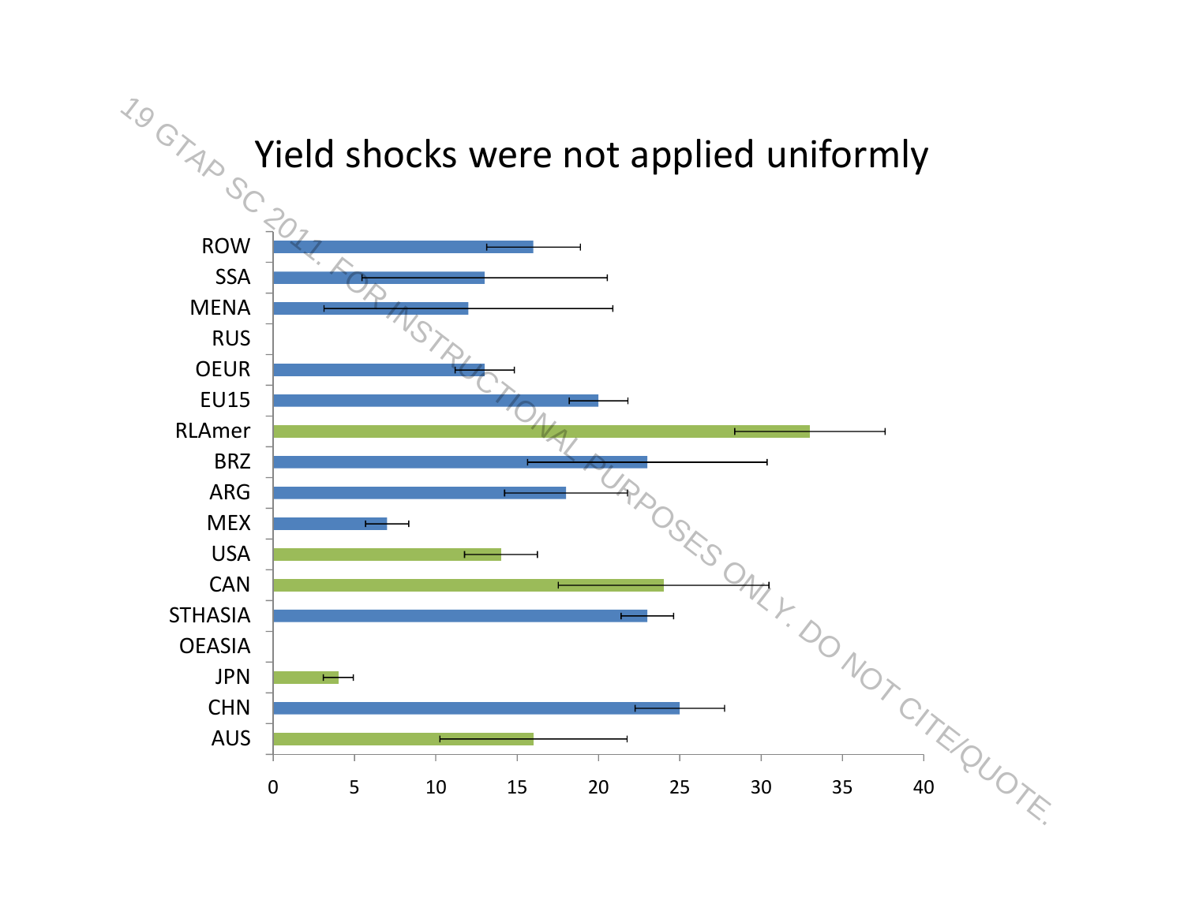# Yield shocks were not applied uniformly

| Region | Value |
| --- | --- |
| ROW | 16 |
| SSA | 13 |
| MENA | 12 |
| RUS | |
| OEUR | 13 |
| EU15 | 20 |
| RLAmer | 33 |
| BRZ | 23 |
| ARG | 18 |
| MEX | 7 |
| USA | 14 |
| CAN | 24 |
| STHASIA | 23 |
| OEASIA | |
| JPN | 4 |
| CHN | 25 |
| AUS | 16 |

19 GTAP SC 2011. FOR INSTRUCTIONAL PURPOSES ONLY. DO NOT CITE/QUOTE.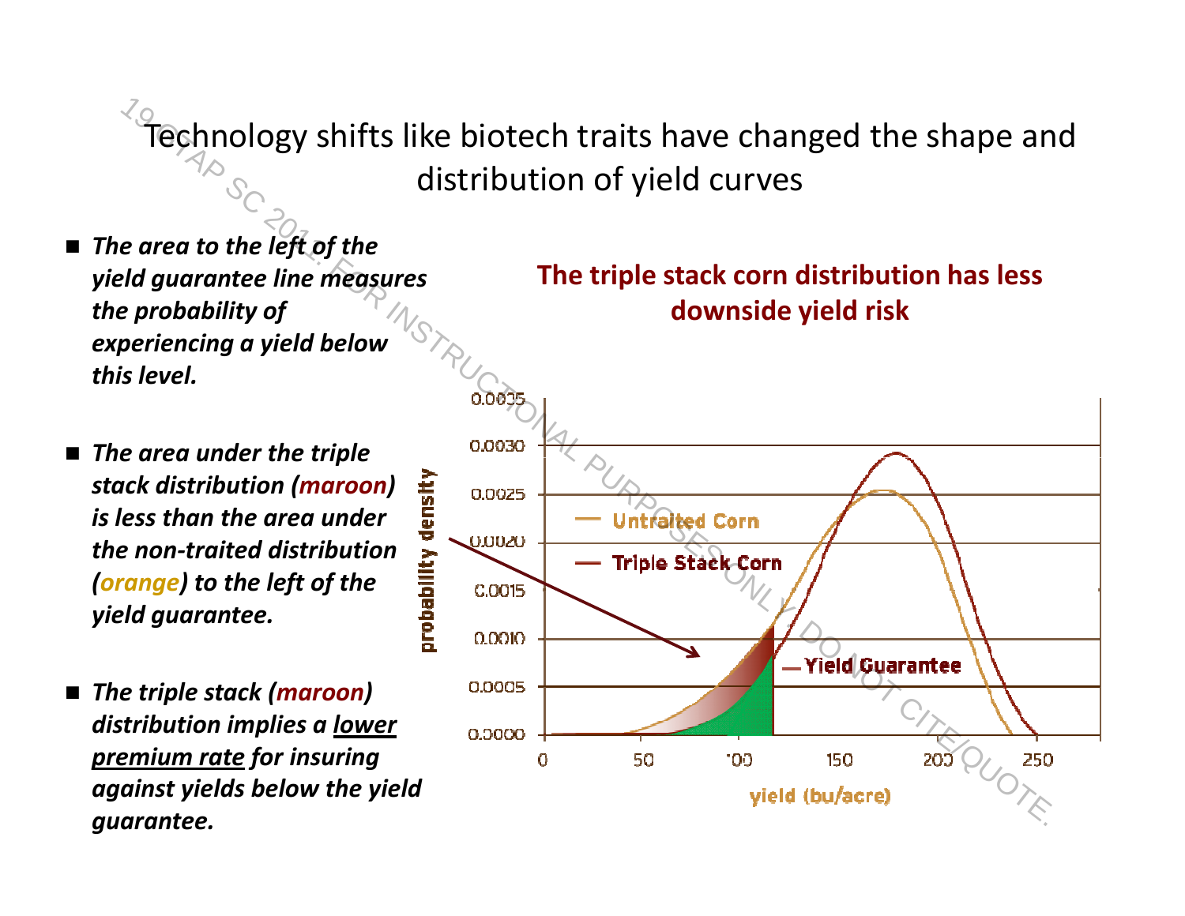# Technology shifts like biotech traits have changed the shape and distribution of yield curves

- ***The area to the left of the yield guarantee line measures the probability of experiencing a yield below this level.***
- ***The area under the triple stack distribution (maroon) is less than the area under the non-traited distribution (orange) to the left of the yield guarantee.***
- ***The triple stack (maroon) distribution implies a lower premium rate for insuring against yields below the yield guarantee.***

**The triple stack corn distribution has less downside yield risk**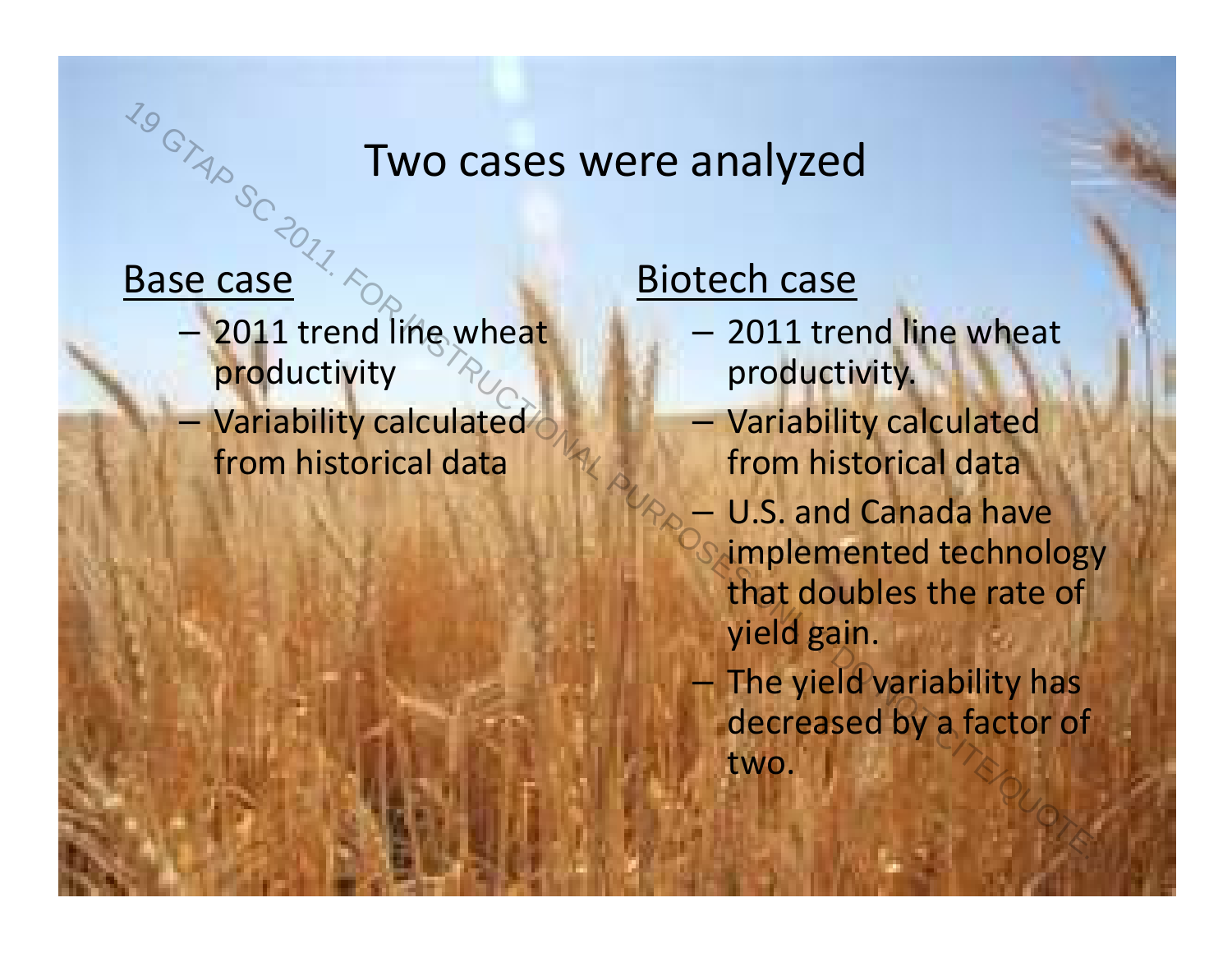# Two cases were analyzed

<u>Base case</u>

- 2011 trend line wheat productivity
- Variability calculated from historical data

<u>Biotech case</u>

- 2011 trend line wheat productivity.
- Variability calculated from historical data
- U.S. and Canada have implemented technology that doubles the rate of yield gain.
- The yield variability has decreased by a factor of two.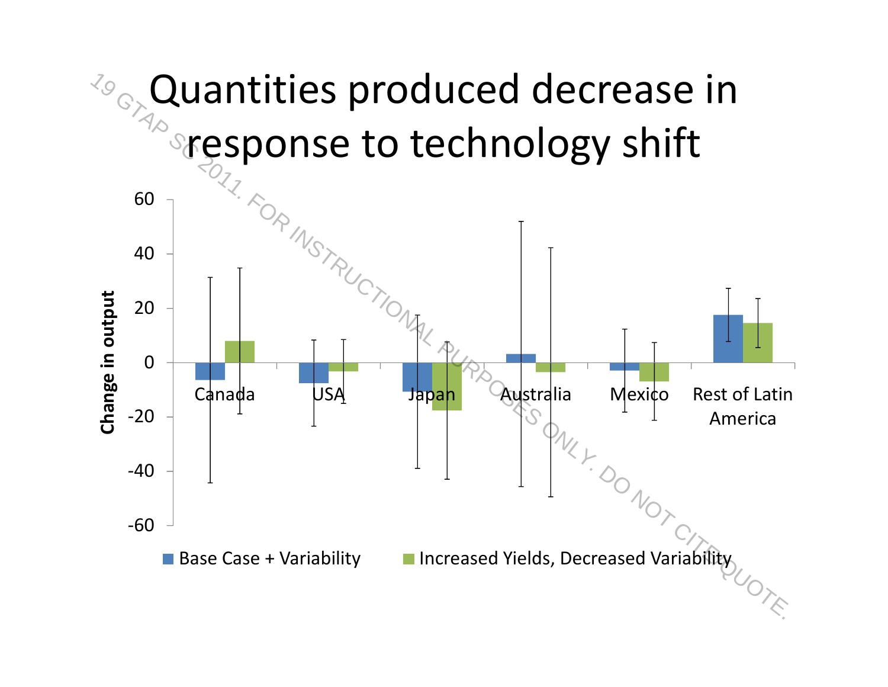# Quantities produced decrease in response to technology shift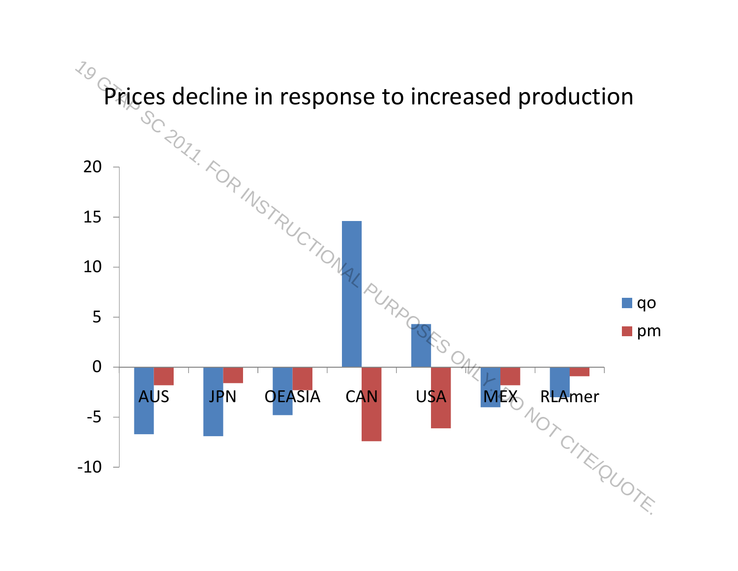# Prices decline in response to increased production

| Region | qo | pm |
|---|---|---|
| AUS | -6.7 | -1.8 |
| JPN | -6.9 | -1.6 |
| OEASIA | -4.8 | -2.3 |
| CAN | 14.6 | -7.4 |
| USA | 4.3 | -6.1 |
| MEX | -4.0 | -1.8 |
| RLAmer | -3.0 | -0.9 |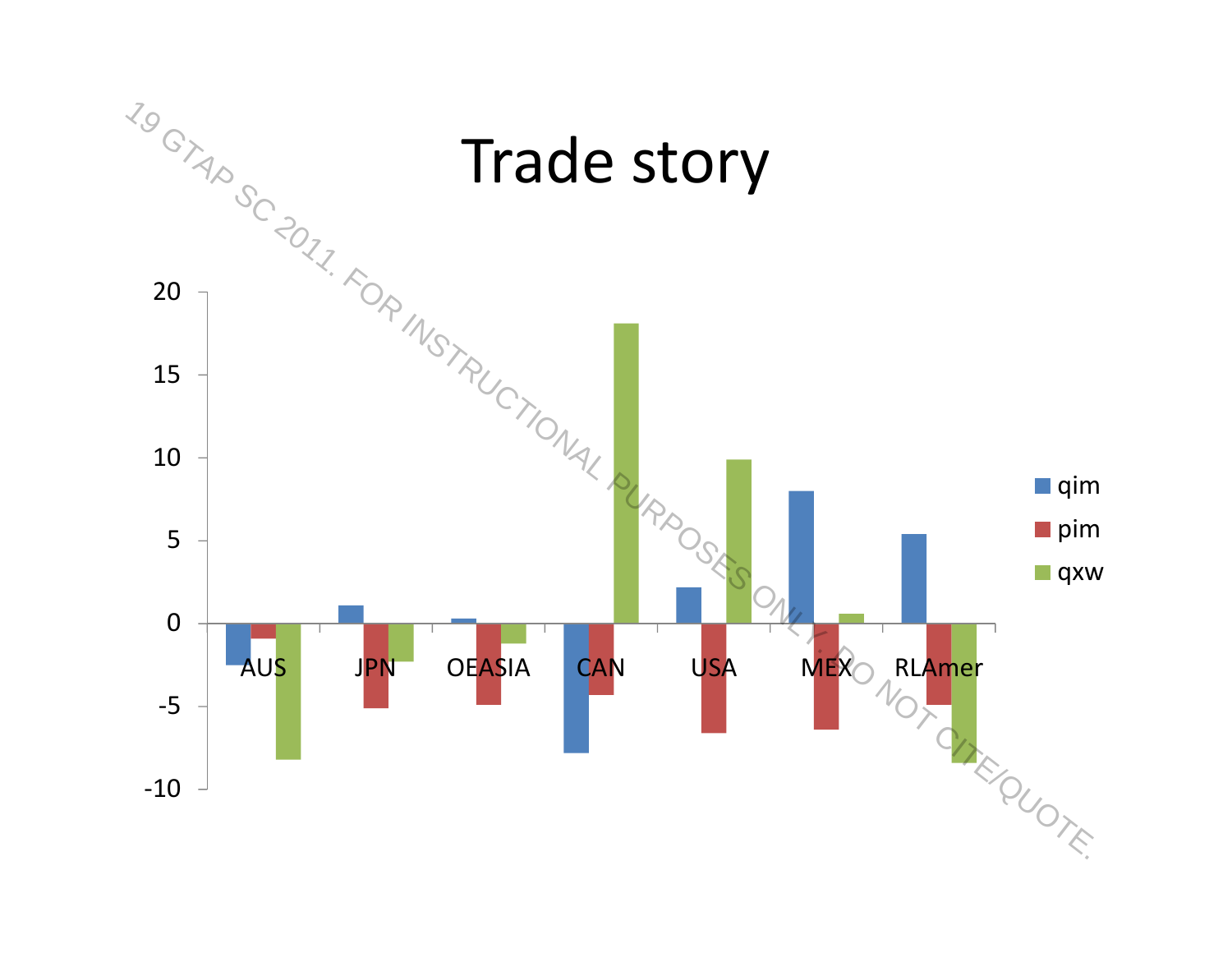# Trade story

| | qim | pim | qxw |
|---|---|---|---|
| AUS | -2.5 | -0.9 | -8.2 |
| JPN | 1.1 | -5.1 | -2.3 |
| OEASIA | 0.3 | -4.9 | -1.2 |
| CAN | -7.8 | -4.3 | 18.1 |
| USA | 2.2 | -6.6 | 9.9 |
| MEX | 8.0 | -6.4 | 0.6 |
| RLAmer | 5.4 | -4.9 | -8.4 |

19 GTAP SC 2011. FOR INSTRUCTIONAL PURPOSES ONLY. DO NOT CITE/QUOTE.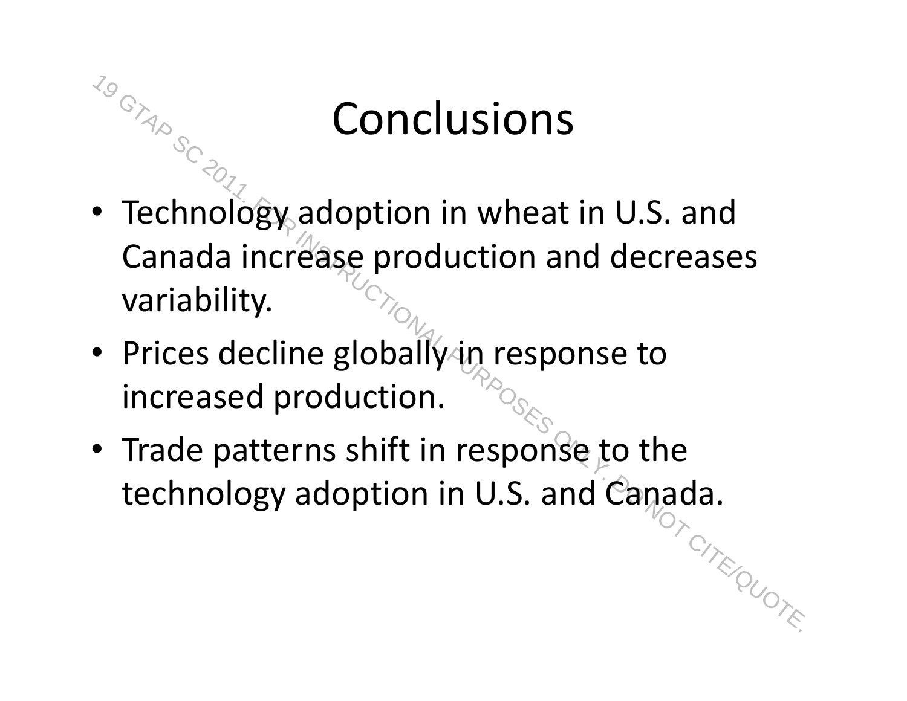# Conclusions

- Technology adoption in wheat in U.S. and Canada increase production and decreases variability.
- Prices decline globally in response to increased production.
- Trade patterns shift in response to the technology adoption in U.S. and Canada.